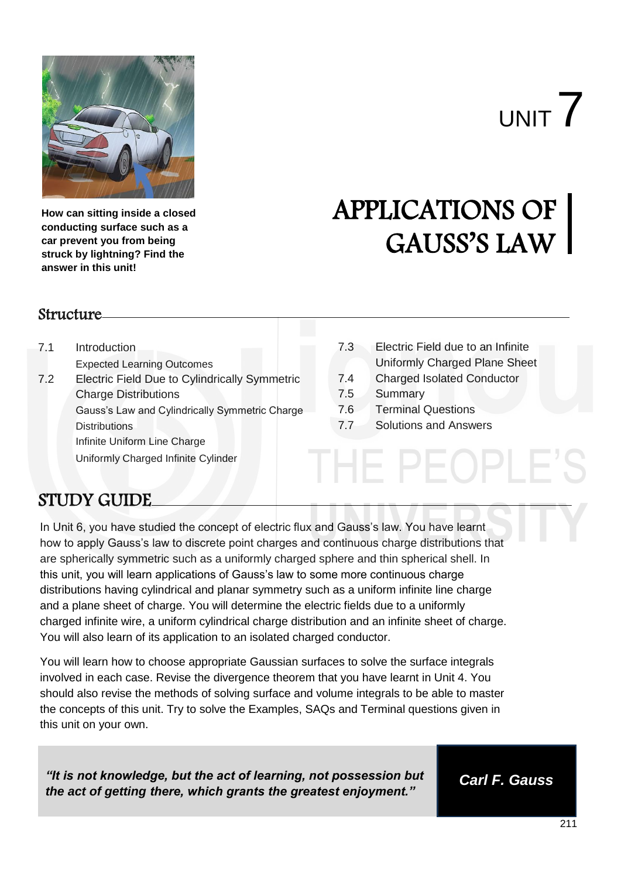How can sitting inside a closed conducting surface such as a car prevent you from being struck by lightning? Find the answer in this unit!

UNIT 7

# APPLICATIONS OF GAUSS'S LAW

## Structure

7.1 Introduction
- Expected Learning Outcomes

7.2 Electric Field Due to Cylindrically Symmetric Charge Distributions
- Gauss's Law and Cylindrically Symmetric Charge Distributions
- Infinite Uniform Line Charge
- Uniformly Charged Infinite Cylinder

7.3 Electric Field due to an Infinite Uniformly Charged Plane Sheet

7.4 Charged Isolated Conductor

7.5 Summary

7.6 Terminal Questions

7.7 Solutions and Answers

## STUDY GUIDE

In Unit 6, you have studied the concept of electric flux and Gauss's law. You have learnt how to apply Gauss's law to discrete point charges and continuous charge distributions that are spherically symmetric such as a uniformly charged sphere and thin spherical shell. In this unit, you will learn applications of Gauss's law to some more continuous charge distributions having cylindrical and planar symmetry such as a uniform infinite line charge and a plane sheet of charge. You will determine the electric fields due to a uniformly charged infinite wire, a uniform cylindrical charge distribution and an infinite sheet of charge. You will also learn of its application to an isolated charged conductor.

You will learn how to choose appropriate Gaussian surfaces to solve the surface integrals involved in each case. Revise the divergence theorem that you have learnt in Unit 4. You should also revise the methods of solving surface and volume integrals to be able to master the concepts of this unit. Try to solve the Examples, SAQs and Terminal questions given in this unit on your own.

***"It is not knowledge, but the act of learning, not possession but the act of getting there, which grants the greatest enjoyment."***

***Carl F. Gauss***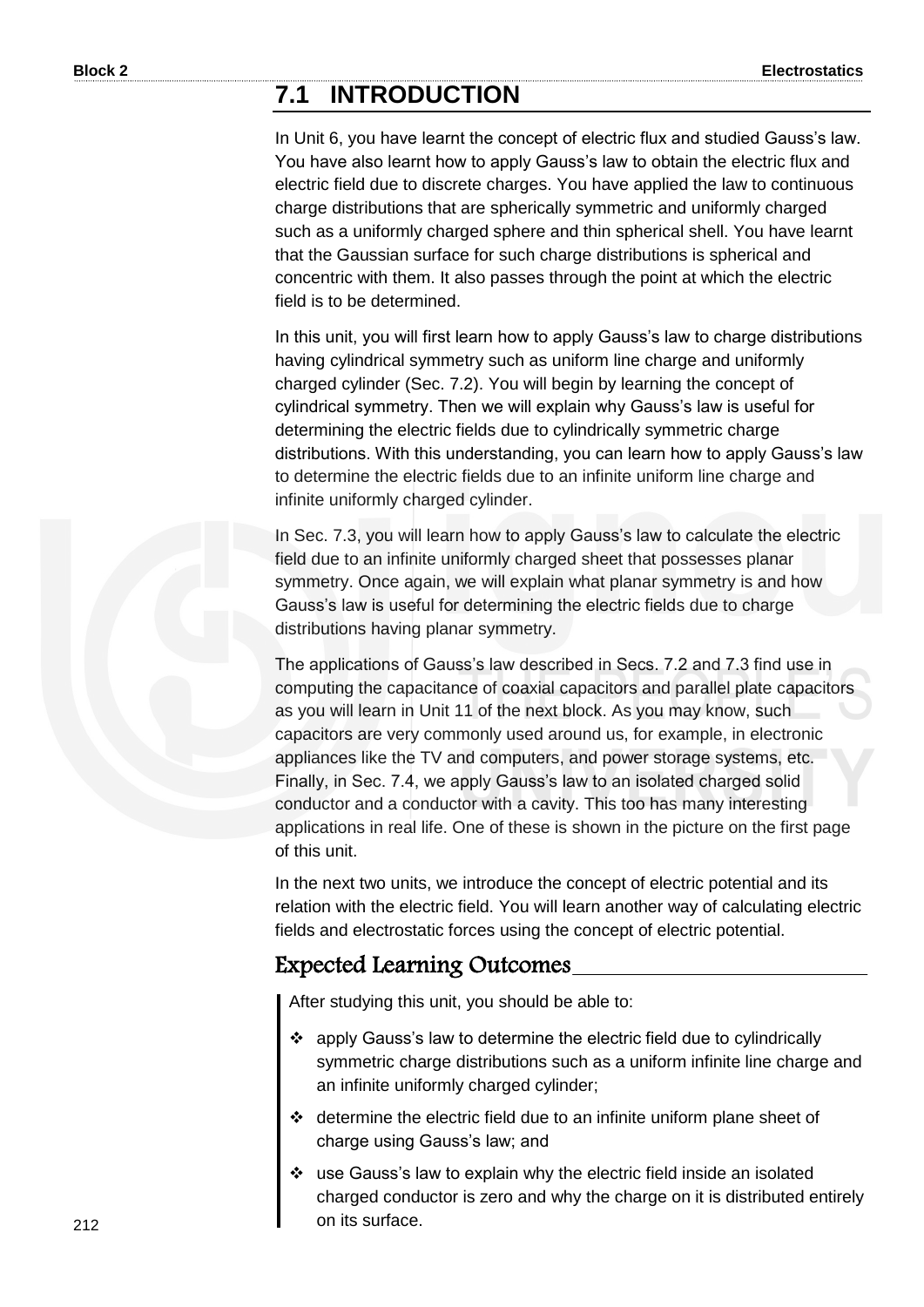## 7.1 INTRODUCTION

In Unit 6, you have learnt the concept of electric flux and studied Gauss's law. You have also learnt how to apply Gauss's law to obtain the electric flux and electric field due to discrete charges. You have applied the law to continuous charge distributions that are spherically symmetric and uniformly charged such as a uniformly charged sphere and thin spherical shell. You have learnt that the Gaussian surface for such charge distributions is spherical and concentric with them. It also passes through the point at which the electric field is to be determined.

In this unit, you will first learn how to apply Gauss's law to charge distributions having cylindrical symmetry such as uniform line charge and uniformly charged cylinder (Sec. 7.2). You will begin by learning the concept of cylindrical symmetry. Then we will explain why Gauss's law is useful for determining the electric fields due to cylindrically symmetric charge distributions. With this understanding, you can learn how to apply Gauss's law to determine the electric fields due to an infinite uniform line charge and infinite uniformly charged cylinder.

In Sec. 7.3, you will learn how to apply Gauss's law to calculate the electric field due to an infinite uniformly charged sheet that possesses planar symmetry. Once again, we will explain what planar symmetry is and how Gauss's law is useful for determining the electric fields due to charge distributions having planar symmetry.

The applications of Gauss's law described in Secs. 7.2 and 7.3 find use in computing the capacitance of coaxial capacitors and parallel plate capacitors as you will learn in Unit 11 of the next block. As you may know, such capacitors are very commonly used around us, for example, in electronic appliances like the TV and computers, and power storage systems, etc. Finally, in Sec. 7.4, we apply Gauss's law to an isolated charged solid conductor and a conductor with a cavity. This too has many interesting applications in real life. One of these is shown in the picture on the first page of this unit.

In the next two units, we introduce the concept of electric potential and its relation with the electric field. You will learn another way of calculating electric fields and electrostatic forces using the concept of electric potential.

### Expected Learning Outcomes

After studying this unit, you should be able to:

- apply Gauss's law to determine the electric field due to cylindrically symmetric charge distributions such as a uniform infinite line charge and an infinite uniformly charged cylinder;
- determine the electric field due to an infinite uniform plane sheet of charge using Gauss's law; and
- use Gauss's law to explain why the electric field inside an isolated charged conductor is zero and why the charge on it is distributed entirely on its surface.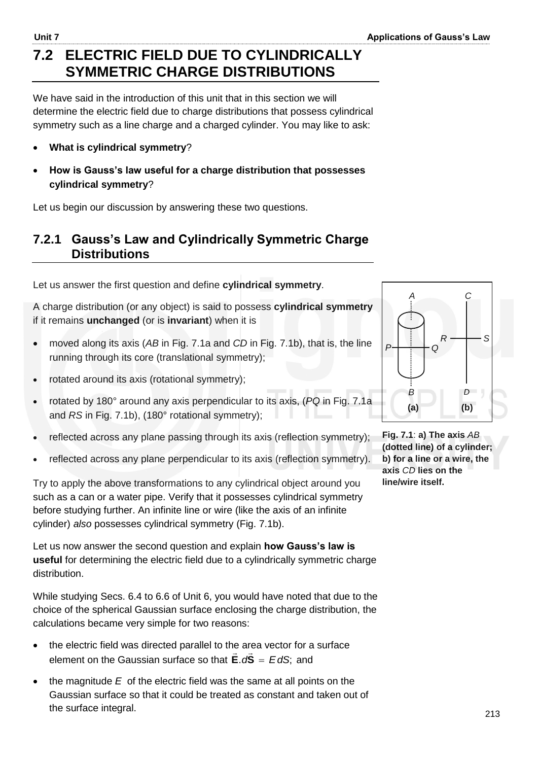# 7.2 ELECTRIC FIELD DUE TO CYLINDRICALLY SYMMETRIC CHARGE DISTRIBUTIONS

We have said in the introduction of this unit that in this section we will determine the electric field due to charge distributions that possess cylindrical symmetry such as a line charge and a charged cylinder. You may like to ask:

- **What is cylindrical symmetry**?
- **How is Gauss's law useful for a charge distribution that possesses cylindrical symmetry**?

Let us begin our discussion by answering these two questions.

## 7.2.1 Gauss's Law and Cylindrically Symmetric Charge Distributions

Let us answer the first question and define **cylindrical symmetry**.

A charge distribution (or any object) is said to possess **cylindrical symmetry** if it remains **unchanged** (or is **invariant**) when it is

- moved along its axis (*AB* in Fig. 7.1a and *CD* in Fig. 7.1b), that is, the line running through its core (translational symmetry);
- rotated around its axis (rotational symmetry);
- rotated by 180° around any axis perpendicular to its axis, (*PQ* in Fig. 7.1a and *RS* in Fig. 7.1b), (180° rotational symmetry);
- reflected across any plane passing through its axis (reflection symmetry);
- reflected across any plane perpendicular to its axis (reflection symmetry).

**Fig. 7.1**: **a) The axis** *AB* **(dotted line) of a cylinder; b) for a line or a wire, the axis** *CD* **lies on the line/wire itself.**

Try to apply the above transformations to any cylindrical object around you such as a can or a water pipe. Verify that it possesses cylindrical symmetry before studying further. An infinite line or wire (like the axis of an infinite cylinder) *also* possesses cylindrical symmetry (Fig. 7.1b).

Let us now answer the second question and explain **how Gauss's law is useful** for determining the electric field due to a cylindrically symmetric charge distribution.

While studying Secs. 6.4 to 6.6 of Unit 6, you would have noted that due to the choice of the spherical Gaussian surface enclosing the charge distribution, the calculations became very simple for two reasons:

- the electric field was directed parallel to the area vector for a surface element on the Gaussian surface so that $\vec{\mathbf{E}}.d\vec{\mathbf{S}} = E\,dS$; and
- the magnitude $E$ of the electric field was the same at all points on the Gaussian surface so that it could be treated as constant and taken out of the surface integral.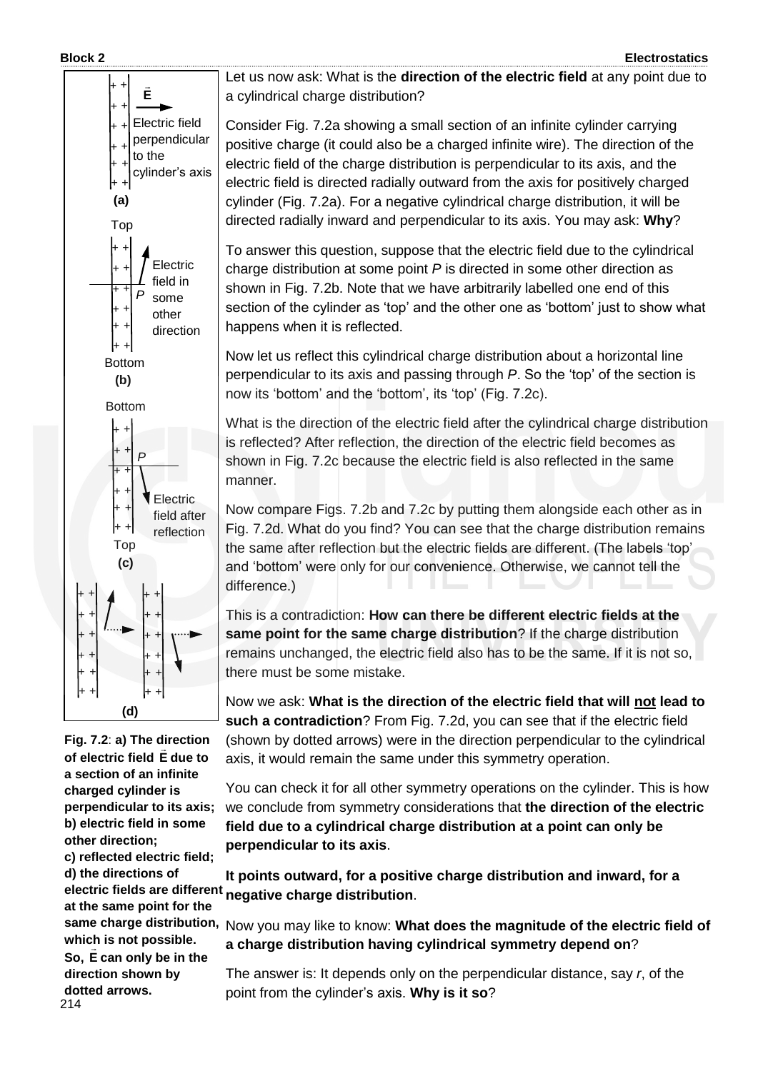Let us now ask: What is the **direction of the electric field** at any point due to a cylindrical charge distribution?

Consider Fig. 7.2a showing a small section of an infinite cylinder carrying positive charge (it could also be a charged infinite wire). The direction of the electric field of the charge distribution is perpendicular to its axis, and the electric field is directed radially outward from the axis for positively charged cylinder (Fig. 7.2a). For a negative cylindrical charge distribution, it will be directed radially inward and perpendicular to its axis. You may ask: **Why**?

To answer this question, suppose that the electric field due to the cylindrical charge distribution at some point *P* is directed in some other direction as shown in Fig. 7.2b. Note that we have arbitrarily labelled one end of this section of the cylinder as 'top' and the other one as 'bottom' just to show what happens when it is reflected.

Now let us reflect this cylindrical charge distribution about a horizontal line perpendicular to its axis and passing through *P*. So the 'top' of the section is now its 'bottom' and the 'bottom', its 'top' (Fig. 7.2c).

What is the direction of the electric field after the cylindrical charge distribution is reflected? After reflection, the direction of the electric field becomes as shown in Fig. 7.2c because the electric field is also reflected in the same manner.

Now compare Figs. 7.2b and 7.2c by putting them alongside each other as in Fig. 7.2d. What do you find? You can see that the charge distribution remains the same after reflection but the electric fields are different. (The labels 'top' and 'bottom' were only for our convenience. Otherwise, we cannot tell the difference.)

This is a contradiction: **How can there be different electric fields at the same point for the same charge distribution**? If the charge distribution remains unchanged, the electric field also has to be the same. If it is not so, there must be some mistake.

Now we ask: **What is the direction of the electric field that will not lead to such a contradiction**? From Fig. 7.2d, you can see that if the electric field (shown by dotted arrows) were in the direction perpendicular to the cylindrical axis, it would remain the same under this symmetry operation.

You can check it for all other symmetry operations on the cylinder. This is how we conclude from symmetry considerations that **the direction of the electric field due to a cylindrical charge distribution at a point can only be perpendicular to its axis**.

**It points outward, for a positive charge distribution and inward, for a negative charge distribution**.

Now you may like to know: **What does the magnitude of the electric field of a charge distribution having cylindrical symmetry depend on**?

The answer is: It depends only on the perpendicular distance, say *r*, of the point from the cylinder's axis. **Why is it so**?

(a) $\vec{E}$ Electric field perpendicular to the cylinder's axis

(b) Top; Electric field in some other direction; *P*; Bottom

(c) Bottom; *P*; Electric field after reflection; Top

(d)

**Fig. 7.2**: **a) The direction of electric field $\vec{E}$ due to a section of an infinite charged cylinder is perpendicular to its axis; b) electric field in some other direction; c) reflected electric field; d) the directions of electric fields are different at the same point for the same charge distribution, which is not possible. So, $\vec{E}$ can only be in the direction shown by dotted arrows.**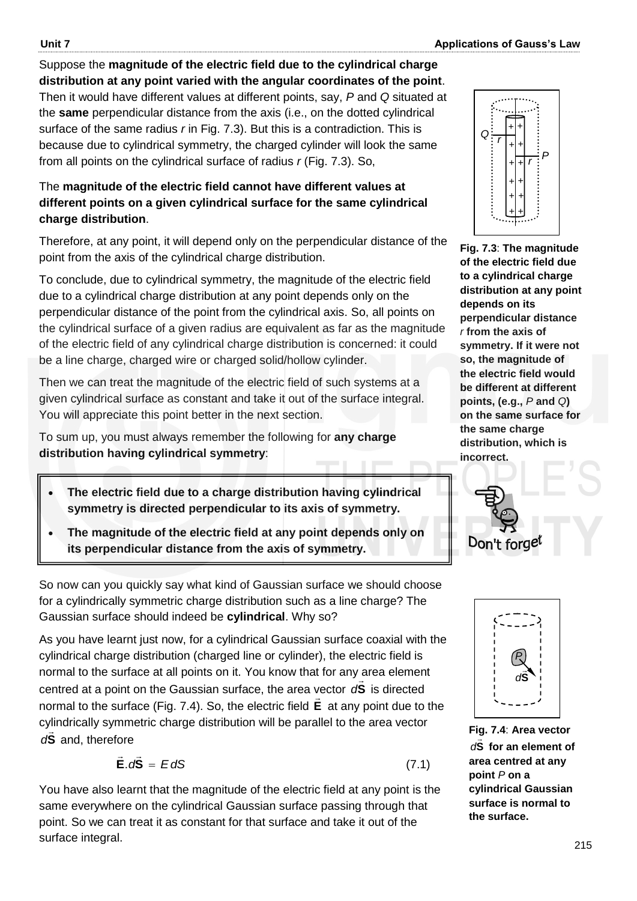Suppose the **magnitude of the electric field due to the cylindrical charge distribution at any point varied with the angular coordinates of the point**. Then it would have different values at different points, say, $P$ and $Q$ situated at the **same** perpendicular distance from the axis (i.e., on the dotted cylindrical surface of the same radius $r$ in Fig. 7.3). But this is a contradiction. This is because due to cylindrical symmetry, the charged cylinder will look the same from all points on the cylindrical surface of radius $r$ (Fig. 7.3). So,

The **magnitude of the electric field cannot have different values at different points on a given cylindrical surface for the same cylindrical charge distribution**.

Therefore, at any point, it will depend only on the perpendicular distance of the point from the axis of the cylindrical charge distribution.

**Fig. 7.3**: **The magnitude of the electric field due to a cylindrical charge distribution at any point depends on its perpendicular distance $r$ from the axis of symmetry. If it were not so, the magnitude of the electric field would be different at different points, (e.g., $P$ and $Q$) on the same surface for the same charge distribution, which is incorrect.**

To conclude, due to cylindrical symmetry, the magnitude of the electric field due to a cylindrical charge distribution at any point depends only on the perpendicular distance of the point from the cylindrical axis. So, all points on the cylindrical surface of a given radius are equivalent as far as the magnitude of the electric field of any cylindrical charge distribution is concerned: it could be a line charge, charged wire or charged solid/hollow cylinder.

Then we can treat the magnitude of the electric field of such systems at a given cylindrical surface as constant and take it out of the surface integral. You will appreciate this point better in the next section.

To sum up, you must always remember the following for **any charge distribution having cylindrical symmetry**:

- **The electric field due to a charge distribution having cylindrical symmetry is directed perpendicular to its axis of symmetry.**
- **The magnitude of the electric field at any point depends only on its perpendicular distance from the axis of symmetry.**

Don't forget

So now can you quickly say what kind of Gaussian surface we should choose for a cylindrically symmetric charge distribution such as a line charge? The Gaussian surface should indeed be **cylindrical**. Why so?

As you have learnt just now, for a cylindrical Gaussian surface coaxial with the cylindrical charge distribution (charged line or cylinder), the electric field is normal to the surface at all points on it. You know that for any area element centred at a point on the Gaussian surface, the area vector $d\vec{\mathbf{S}}$ is directed normal to the surface (Fig. 7.4). So, the electric field $\vec{\mathbf{E}}$ at any point due to the cylindrically symmetric charge distribution will be parallel to the area vector $d\vec{\mathbf{S}}$ and, therefore

$$\vec{\mathbf{E}}.d\vec{\mathbf{S}} = E\,dS \tag{7.1}$$

You have also learnt that the magnitude of the electric field at any point is the same everywhere on the cylindrical Gaussian surface passing through that point. So we can treat it as constant for that surface and take it out of the surface integral.

**Fig. 7.4**: **Area vector $d\vec{\mathbf{S}}$ for an element of area centred at any point $P$ on a cylindrical Gaussian surface is normal to the surface.**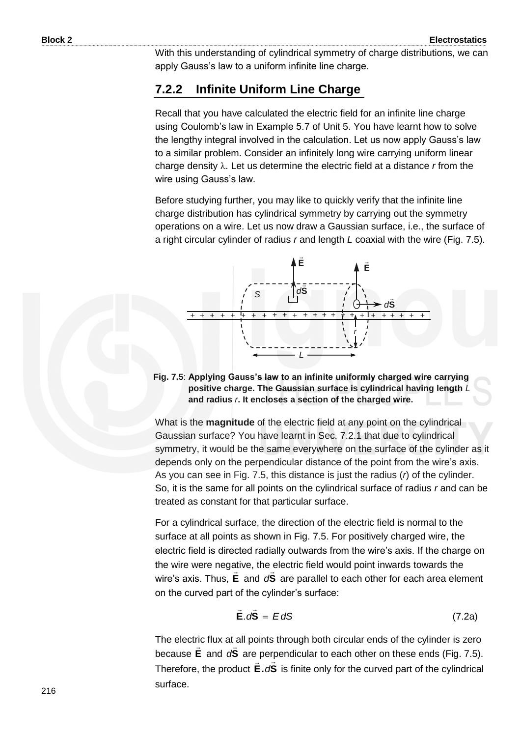With this understanding of cylindrical symmetry of charge distributions, we can apply Gauss's law to a uniform infinite line charge.

### 7.2.2 Infinite Uniform Line Charge

Recall that you have calculated the electric field for an infinite line charge using Coulomb's law in Example 5.7 of Unit 5. You have learnt how to solve the lengthy integral involved in the calculation. Let us now apply Gauss's law to a similar problem. Consider an infinitely long wire carrying uniform linear charge density $\lambda$. Let us determine the electric field at a distance $r$ from the wire using Gauss's law.

Before studying further, you may like to quickly verify that the infinite line charge distribution has cylindrical symmetry by carrying out the symmetry operations on a wire. Let us now draw a Gaussian surface, i.e., the surface of a right circular cylinder of radius $r$ and length $L$ coaxial with the wire (Fig. 7.5).

**Fig. 7.5**: **Applying Gauss's law to an infinite uniformly charged wire carrying positive charge. The Gaussian surface is cylindrical having length *L* and radius *r*. It encloses a section of the charged wire.**

What is the **magnitude** of the electric field at any point on the cylindrical Gaussian surface? You have learnt in Sec. 7.2.1 that due to cylindrical symmetry, it would be the same everywhere on the surface of the cylinder as it depends only on the perpendicular distance of the point from the wire's axis. As you can see in Fig. 7.5, this distance is just the radius ($r$) of the cylinder. So, it is the same for all points on the cylindrical surface of radius $r$ and can be treated as constant for that particular surface.

For a cylindrical surface, the direction of the electric field is normal to the surface at all points as shown in Fig. 7.5. For positively charged wire, the electric field is directed radially outwards from the wire's axis. If the charge on the wire were negative, the electric field would point inwards towards the wire's axis. Thus, $\vec{\mathbf{E}}$ and $d\vec{\mathbf{S}}$ are parallel to each other for each area element on the curved part of the cylinder's surface:

$$\vec{\mathbf{E}}.d\vec{\mathbf{S}} = E\,dS \tag{7.2a}$$

The electric flux at all points through both circular ends of the cylinder is zero because $\vec{\mathbf{E}}$ and $d\vec{\mathbf{S}}$ are perpendicular to each other on these ends (Fig. 7.5). Therefore, the product $\vec{\mathbf{E}}.d\vec{\mathbf{S}}$ is finite only for the curved part of the cylindrical surface.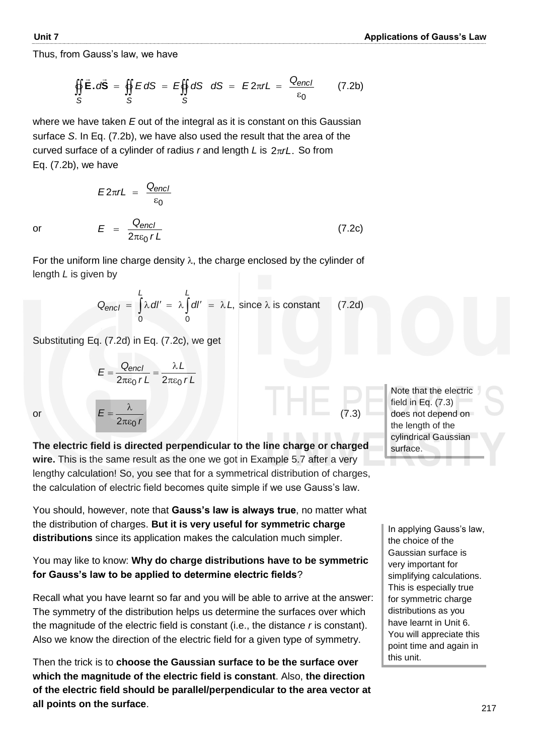Thus, from Gauss's law, we have

$$\oint\!\!\oint_S \vec{\mathbf{E}}.d\vec{\mathbf{S}} = \oint\!\!\oint_S E\,dS = E\oint\!\!\oint_S dS \quad dS = E\,2\pi rL = \frac{Q_{encl}}{\varepsilon_0} \qquad (7.2b)$$

where we have taken $E$ out of the integral as it is constant on this Gaussian surface $S$. In Eq. (7.2b), we have also used the result that the area of the curved surface of a cylinder of radius $r$ and length $L$ is $2\pi rL$. So from Eq. (7.2b), we have

$$E\,2\pi rL = \frac{Q_{encl}}{\varepsilon_0}$$

or

$$E = \frac{Q_{encl}}{2\pi\varepsilon_0\, r\, L} \qquad (7.2c)$$

For the uniform line charge density $\lambda$, the charge enclosed by the cylinder of length $L$ is given by

$$Q_{encl} = \int_0^L \lambda\, dl' = \lambda \int_0^L dl' = \lambda L, \text{ since } \lambda \text{ is constant} \qquad (7.2d)$$

Substituting Eq. (7.2d) in Eq. (7.2c), we get

$$E = \frac{Q_{encl}}{2\pi\varepsilon_0\, r\, L} = \frac{\lambda L}{2\pi\varepsilon_0\, r\, L}$$

or

$$E = \frac{\lambda}{2\pi\varepsilon_0\, r} \qquad (7.3)$$

Note that the electric field in Eq. (7.3) does not depend on the length of the cylindrical Gaussian surface.

**The electric field is directed perpendicular to the line charge or charged wire.** This is the same result as the one we got in Example 5.7 after a very lengthy calculation! So, you see that for a symmetrical distribution of charges, the calculation of electric field becomes quite simple if we use Gauss's law.

You should, however, note that **Gauss's law is always true**, no matter what the distribution of charges. **But it is very useful for symmetric charge distributions** since its application makes the calculation much simpler.

In applying Gauss's law, the choice of the Gaussian surface is very important for simplifying calculations. This is especially true for symmetric charge distributions as you have learnt in Unit 6. You will appreciate this point time and again in this unit.

You may like to know: **Why do charge distributions have to be symmetric for Gauss's law to be applied to determine electric fields**?

Recall what you have learnt so far and you will be able to arrive at the answer: The symmetry of the distribution helps us determine the surfaces over which the magnitude of the electric field is constant (i.e., the distance $r$ is constant). Also we know the direction of the electric field for a given type of symmetry.

Then the trick is to **choose the Gaussian surface to be the surface over which the magnitude of the electric field is constant**. Also, **the direction of the electric field should be parallel/perpendicular to the area vector at all points on the surface**.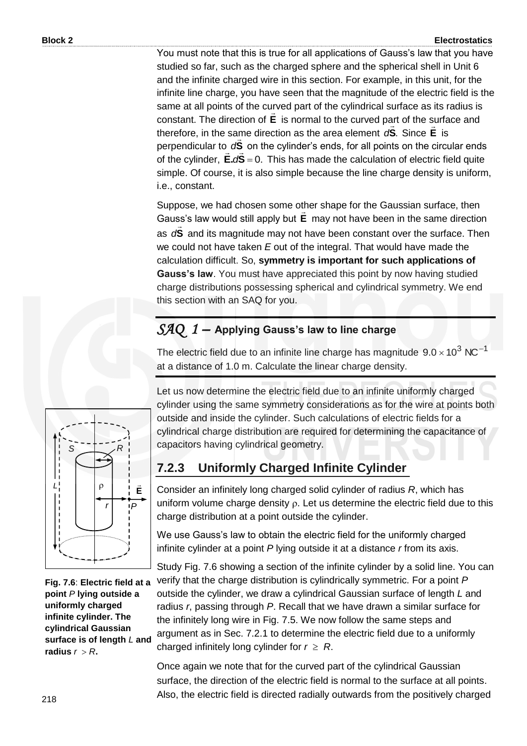You must note that this is true for all applications of Gauss's law that you have studied so far, such as the charged sphere and the spherical shell in Unit 6 and the infinite charged wire in this section. For example, in this unit, for the infinite line charge, you have seen that the magnitude of the electric field is the same at all points of the curved part of the cylindrical surface as its radius is constant. The direction of $\vec{\mathbf{E}}$ is normal to the curved part of the surface and therefore, in the same direction as the area element $d\vec{\mathbf{S}}$. Since $\vec{\mathbf{E}}$ is perpendicular to $d\vec{\mathbf{S}}$ on the cylinder's ends, for all points on the circular ends of the cylinder, $\vec{\mathbf{E}}.d\vec{\mathbf{S}} = 0$. This has made the calculation of electric field quite simple. Of course, it is also simple because the line charge density is uniform, i.e., constant.

Suppose, we had chosen some other shape for the Gaussian surface, then Gauss's law would still apply but $\vec{\mathbf{E}}$ may not have been in the same direction as $d\vec{\mathbf{S}}$ and its magnitude may not have been constant over the surface. Then we could not have taken $E$ out of the integral. That would have made the calculation difficult. So, **symmetry is important for such applications of Gauss's law**. You must have appreciated this point by now having studied charge distributions possessing spherical and cylindrical symmetry. We end this section with an SAQ for you.

---

***SAQ 1*** **– Applying Gauss's law to line charge**

The electric field due to an infinite line charge has magnitude $9.0 \times 10^3 \text{ NC}^{-1}$ at a distance of 1.0 m. Calculate the linear charge density.

---

Let us now determine the electric field due to an infinite uniformly charged cylinder using the same symmetry considerations as for the wire at points both outside and inside the cylinder. Such calculations of electric fields for a cylindrical charge distribution are required for determining the capacitance of capacitors having cylindrical geometry.

### 7.2.3 Uniformly Charged Infinite Cylinder

Consider an infinitely long charged solid cylinder of radius $R$, which has uniform volume charge density $\rho$. Let us determine the electric field due to this charge distribution at a point outside the cylinder.

We use Gauss's law to obtain the electric field for the uniformly charged infinite cylinder at a point $P$ lying outside it at a distance $r$ from its axis.

**Fig. 7.6**: **Electric field at a point $P$ lying outside a uniformly charged infinite cylinder. The cylindrical Gaussian surface is of length $L$ and radius $r > R$.**

Study Fig. 7.6 showing a section of the infinite cylinder by a solid line. You can verify that the charge distribution is cylindrically symmetric. For a point $P$ outside the cylinder, we draw a cylindrical Gaussian surface of length $L$ and radius $r$, passing through $P$. Recall that we have drawn a similar surface for the infinitely long wire in Fig. 7.5. We now follow the same steps and argument as in Sec. 7.2.1 to determine the electric field due to a uniformly charged infinitely long cylinder for $r \geq R$.

Once again we note that for the curved part of the cylindrical Gaussian surface, the direction of the electric field is normal to the surface at all points. Also, the electric field is directed radially outwards from the positively charged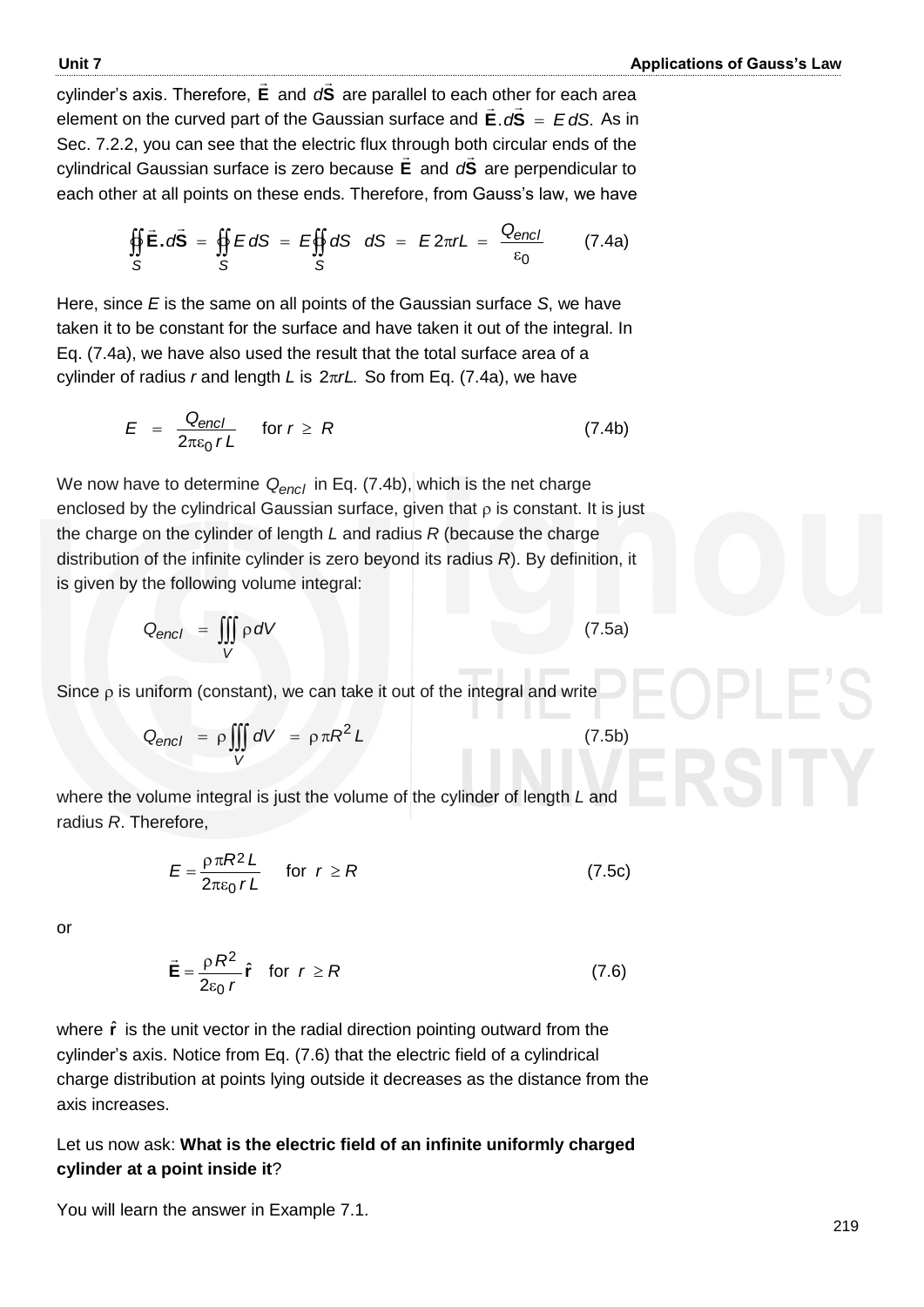cylinder's axis. Therefore, $\vec{\mathbf{E}}$ and $d\vec{\mathbf{S}}$ are parallel to each other for each area element on the curved part of the Gaussian surface and $\vec{\mathbf{E}}.d\vec{\mathbf{S}} = E\,dS.$ As in Sec. 7.2.2, you can see that the electric flux through both circular ends of the cylindrical Gaussian surface is zero because $\vec{\mathbf{E}}$ and $d\vec{\mathbf{S}}$ are perpendicular to each other at all points on these ends. Therefore, from Gauss's law, we have

$$\oiint_S \vec{\mathbf{E}}.d\vec{\mathbf{S}} = \oiint_S E\,dS = E\oiint_S dS \quad dS = E\,2\pi rL = \frac{Q_{encl}}{\varepsilon_0} \qquad (7.4a)$$

Here, since $E$ is the same on all points of the Gaussian surface $S$, we have taken it to be constant for the surface and have taken it out of the integral. In Eq. (7.4a), we have also used the result that the total surface area of a cylinder of radius $r$ and length $L$ is $2\pi rL.$ So from Eq. (7.4a), we have

$$E = \frac{Q_{encl}}{2\pi\varepsilon_0 r L} \quad \text{for } r \geq R \qquad (7.4b)$$

We now have to determine $Q_{encl}$ in Eq. (7.4b), which is the net charge enclosed by the cylindrical Gaussian surface, given that $\rho$ is constant. It is just the charge on the cylinder of length $L$ and radius $R$ (because the charge distribution of the infinite cylinder is zero beyond its radius $R$). By definition, it is given by the following volume integral:

$$Q_{encl} = \iiint_V \rho\,dV \qquad (7.5a)$$

Since $\rho$ is uniform (constant), we can take it out of the integral and write

$$Q_{encl} = \rho\iiint_V dV = \rho\pi R^2 L \qquad (7.5b)$$

where the volume integral is just the volume of the cylinder of length $L$ and radius $R$. Therefore,

$$E = \frac{\rho\pi R^2 L}{2\pi\varepsilon_0 r L} \quad \text{for } r \geq R \qquad (7.5c)$$

or

$$\vec{\mathbf{E}} = \frac{\rho R^2}{2\varepsilon_0 r}\hat{\mathbf{r}} \quad \text{for } r \geq R \qquad (7.6)$$

where $\hat{\mathbf{r}}$ is the unit vector in the radial direction pointing outward from the cylinder's axis. Notice from Eq. (7.6) that the electric field of a cylindrical charge distribution at points lying outside it decreases as the distance from the axis increases.

Let us now ask: **What is the electric field of an infinite uniformly charged cylinder at a point inside it**?

You will learn the answer in Example 7.1.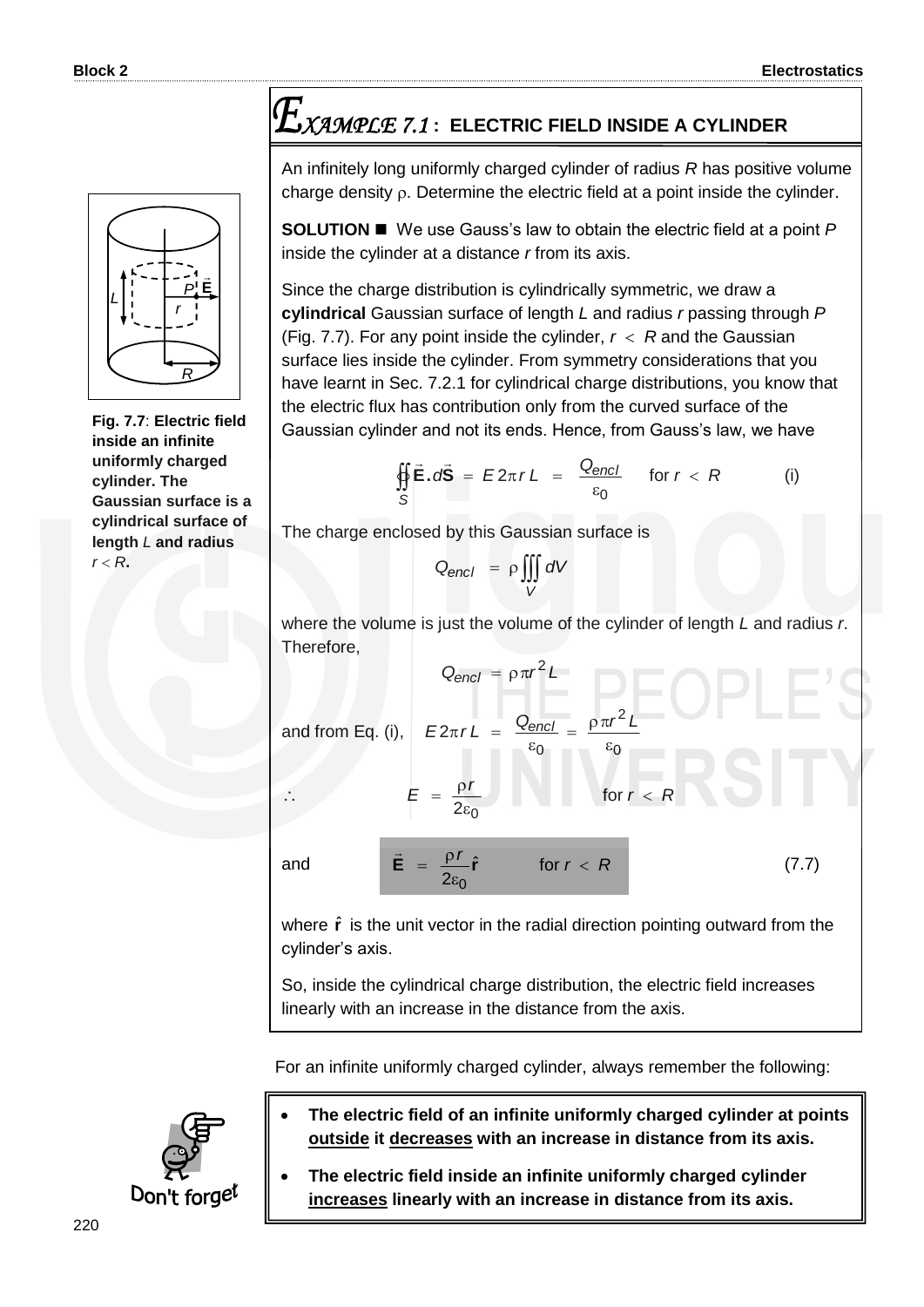## EXAMPLE 7.1 : ELECTRIC FIELD INSIDE A CYLINDER

An infinitely long uniformly charged cylinder of radius $R$ has positive volume charge density $\rho$. Determine the electric field at a point inside the cylinder.

**SOLUTION** ■ We use Gauss's law to obtain the electric field at a point $P$ inside the cylinder at a distance $r$ from its axis.

Since the charge distribution is cylindrically symmetric, we draw a **cylindrical** Gaussian surface of length $L$ and radius $r$ passing through $P$ (Fig. 7.7). For any point inside the cylinder, $r < R$ and the Gaussian surface lies inside the cylinder. From symmetry considerations that you have learnt in Sec. 7.2.1 for cylindrical charge distributions, you know that the electric flux has contribution only from the curved surface of the Gaussian cylinder and not its ends. Hence, from Gauss's law, we have

$$\oiint_S \vec{\mathbf{E}} \cdot d\vec{\mathbf{S}} = E\,2\pi r\,L = \frac{Q_{encl}}{\varepsilon_0} \quad \text{for } r < R \qquad \text{(i)}$$

The charge enclosed by this Gaussian surface is

$$Q_{encl} = \rho \iiint_V dV$$

where the volume is just the volume of the cylinder of length $L$ and radius $r$. Therefore,

$$Q_{encl} = \rho \pi r^2 L$$

and from Eq. (i), $\quad E\,2\pi r\,L = \dfrac{Q_{encl}}{\varepsilon_0} = \dfrac{\rho \pi r^2 L}{\varepsilon_0}$

$$\therefore \qquad E = \frac{\rho r}{2\varepsilon_0} \qquad \text{for } r < R$$

and

$$\vec{\mathbf{E}} = \frac{\rho r}{2\varepsilon_0}\hat{\mathbf{r}} \qquad \text{for } r < R \qquad (7.7)$$

where $\hat{\mathbf{r}}$ is the unit vector in the radial direction pointing outward from the cylinder's axis.

So, inside the cylindrical charge distribution, the electric field increases linearly with an increase in the distance from the axis.

**Fig. 7.7: Electric field inside an infinite uniformly charged cylinder. The Gaussian surface is a cylindrical surface of length $L$ and radius $r < R$.**

For an infinite uniformly charged cylinder, always remember the following:

Don't forget

- **The electric field of an infinite uniformly charged cylinder at points outside it decreases with an increase in distance from its axis.**
- **The electric field inside an infinite uniformly charged cylinder increases linearly with an increase in distance from its axis.**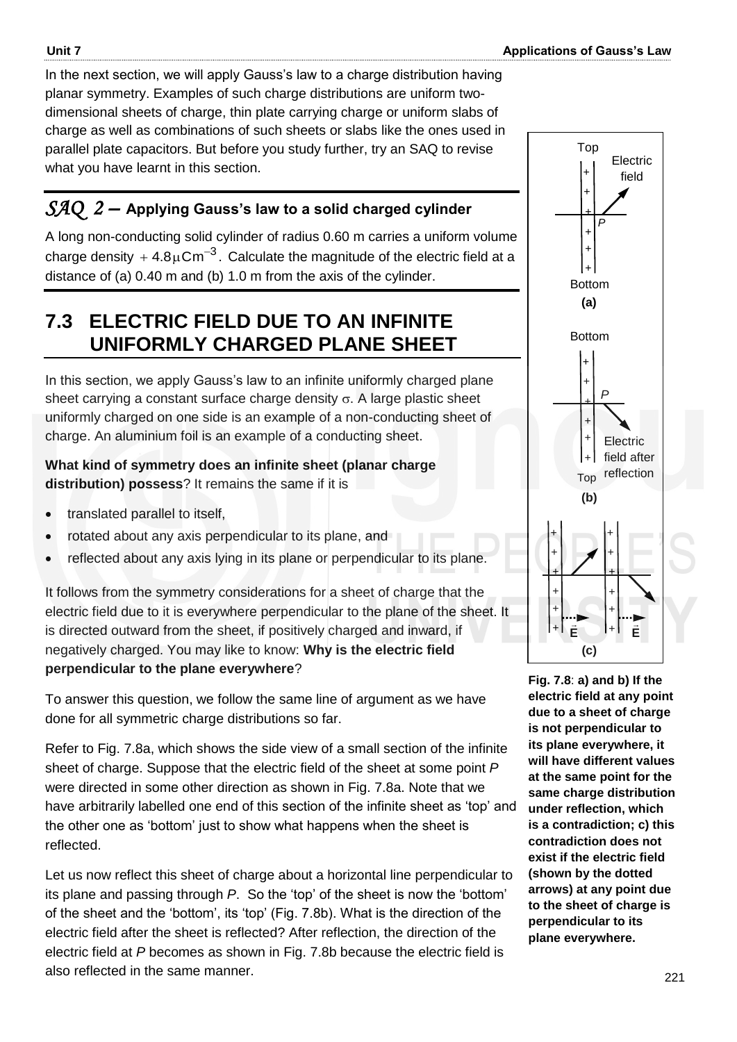In the next section, we will apply Gauss's law to a charge distribution having planar symmetry. Examples of such charge distributions are uniform two-dimensional sheets of charge, thin plate carrying charge or uniform slabs of charge as well as combinations of such sheets or slabs like the ones used in parallel plate capacitors. But before you study further, try an SAQ to revise what you have learnt in this section.

## *SAQ 2* – Applying Gauss's law to a solid charged cylinder

A long non-conducting solid cylinder of radius 0.60 m carries a uniform volume charge density $+4.8\,\mu\text{C}\text{m}^{-3}$. Calculate the magnitude of the electric field at a distance of (a) 0.40 m and (b) 1.0 m from the axis of the cylinder.

## 7.3 ELECTRIC FIELD DUE TO AN INFINITE UNIFORMLY CHARGED PLANE SHEET

In this section, we apply Gauss's law to an infinite uniformly charged plane sheet carrying a constant surface charge density $\sigma$. A large plastic sheet uniformly charged on one side is an example of a non-conducting sheet of charge. An aluminium foil is an example of a conducting sheet.

**What kind of symmetry does an infinite sheet (planar charge distribution) possess**? It remains the same if it is

- translated parallel to itself,
- rotated about any axis perpendicular to its plane, and
- reflected about any axis lying in its plane or perpendicular to its plane.

It follows from the symmetry considerations for a sheet of charge that the electric field due to it is everywhere perpendicular to the plane of the sheet. It is directed outward from the sheet, if positively charged and inward, if negatively charged. You may like to know: **Why is the electric field perpendicular to the plane everywhere**?

To answer this question, we follow the same line of argument as we have done for all symmetric charge distributions so far.

Refer to Fig. 7.8a, which shows the side view of a small section of the infinite sheet of charge. Suppose that the electric field of the sheet at some point *P* were directed in some other direction as shown in Fig. 7.8a. Note that we have arbitrarily labelled one end of this section of the infinite sheet as 'top' and the other one as 'bottom' just to show what happens when the sheet is reflected.

Let us now reflect this sheet of charge about a horizontal line perpendicular to its plane and passing through *P*. So the 'top' of the sheet is now the 'bottom' of the sheet and the 'bottom', its 'top' (Fig. 7.8b). What is the direction of the electric field after the sheet is reflected? After reflection, the direction of the electric field at *P* becomes as shown in Fig. 7.8b because the electric field is also reflected in the same manner.

**Fig. 7.8**: **a) and b) If the electric field at any point due to a sheet of charge is not perpendicular to its plane everywhere, it will have different values at the same point for the same charge distribution under reflection, which is a contradiction; c) this contradiction does not exist if the electric field (shown by the dotted arrows) at any point due to the sheet of charge is perpendicular to its plane everywhere.**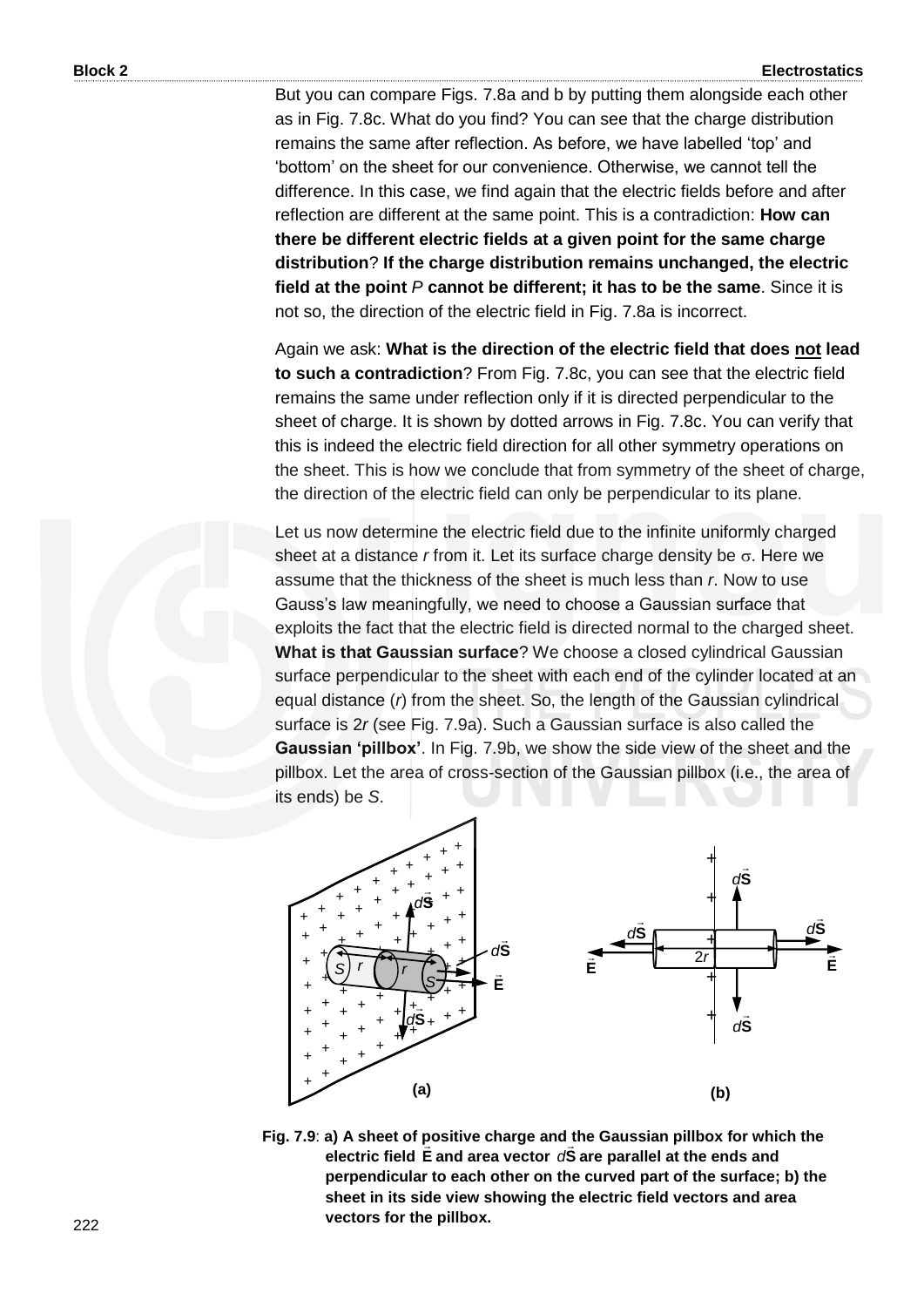But you can compare Figs. 7.8a and b by putting them alongside each other as in Fig. 7.8c. What do you find? You can see that the charge distribution remains the same after reflection. As before, we have labelled 'top' and 'bottom' on the sheet for our convenience. Otherwise, we cannot tell the difference. In this case, we find again that the electric fields before and after reflection are different at the same point. This is a contradiction: **How can there be different electric fields at a given point for the same charge distribution**? **If the charge distribution remains unchanged, the electric field at the point** $P$ **cannot be different; it has to be the same**. Since it is not so, the direction of the electric field in Fig. 7.8a is incorrect.

Again we ask: **What is the direction of the electric field that does <u>not</u> lead to such a contradiction**? From Fig. 7.8c, you can see that the electric field remains the same under reflection only if it is directed perpendicular to the sheet of charge. It is shown by dotted arrows in Fig. 7.8c. You can verify that this is indeed the electric field direction for all other symmetry operations on the sheet. This is how we conclude that from symmetry of the sheet of charge, the direction of the electric field can only be perpendicular to its plane.

Let us now determine the electric field due to the infinite uniformly charged sheet at a distance $r$ from it. Let its surface charge density be $\sigma$. Here we assume that the thickness of the sheet is much less than $r$. Now to use Gauss's law meaningfully, we need to choose a Gaussian surface that exploits the fact that the electric field is directed normal to the charged sheet. **What is that Gaussian surface**? We choose a closed cylindrical Gaussian surface perpendicular to the sheet with each end of the cylinder located at an equal distance ($r$) from the sheet. So, the length of the Gaussian cylindrical surface is $2r$ (see Fig. 7.9a). Such a Gaussian surface is also called the **Gaussian 'pillbox'**. In Fig. 7.9b, we show the side view of the sheet and the pillbox. Let the area of cross-section of the Gaussian pillbox (i.e., the area of its ends) be $S$.

**Fig. 7.9**: **a) A sheet of positive charge and the Gaussian pillbox for which the electric field $\vec{\mathbf{E}}$ and area vector $d\vec{\mathbf{S}}$ are parallel at the ends and perpendicular to each other on the curved part of the surface; b) the sheet in its side view showing the electric field vectors and area vectors for the pillbox.**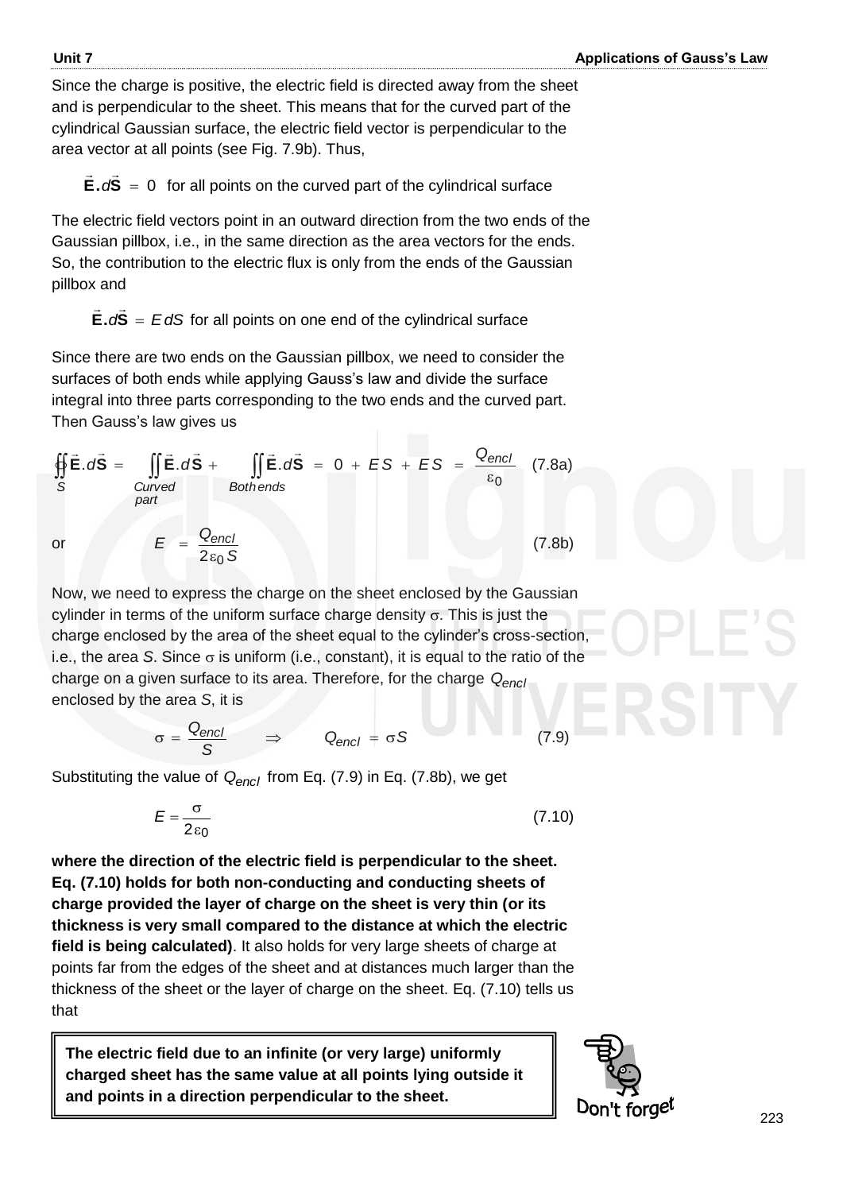Since the charge is positive, the electric field is directed away from the sheet and is perpendicular to the sheet. This means that for the curved part of the cylindrical Gaussian surface, the electric field vector is perpendicular to the area vector at all points (see Fig. 7.9b). Thus,

$$\vec{\mathbf{E}}.d\vec{\mathbf{S}} = 0 \text{ for all points on the curved part of the cylindrical surface}$$

The electric field vectors point in an outward direction from the two ends of the Gaussian pillbox, i.e., in the same direction as the area vectors for the ends. So, the contribution to the electric flux is only from the ends of the Gaussian pillbox and

$$\vec{\mathbf{E}}.d\vec{\mathbf{S}} = E\,dS \text{ for all points on one end of the cylindrical surface}$$

Since there are two ends on the Gaussian pillbox, we need to consider the surfaces of both ends while applying Gauss's law and divide the surface integral into three parts corresponding to the two ends and the curved part. Then Gauss's law gives us

$$\oint\!\!\oint_S \vec{\mathbf{E}}.d\vec{\mathbf{S}} = \iint_{\substack{Curved \\ part}} \vec{\mathbf{E}}.d\vec{\mathbf{S}} + \iint_{Both\,ends} \vec{\mathbf{E}}.d\vec{\mathbf{S}} = 0 + ES + ES = \frac{Q_{encl}}{\varepsilon_0} \quad (7.8a)$$

or

$$E = \frac{Q_{encl}}{2\varepsilon_0 S} \quad (7.8b)$$

Now, we need to express the charge on the sheet enclosed by the Gaussian cylinder in terms of the uniform surface charge density $\sigma$. This is just the charge enclosed by the area of the sheet equal to the cylinder's cross-section, i.e., the area $S$. Since $\sigma$ is uniform (i.e., constant), it is equal to the ratio of the charge on a given surface to its area. Therefore, for the charge $Q_{encl}$ enclosed by the area $S$, it is

$$\sigma = \frac{Q_{encl}}{S} \qquad \Rightarrow \qquad Q_{encl} = \sigma S \quad (7.9)$$

Substituting the value of $Q_{encl}$ from Eq. (7.9) in Eq. (7.8b), we get

$$E = \frac{\sigma}{2\varepsilon_0} \quad (7.10)$$

**where the direction of the electric field is perpendicular to the sheet. Eq. (7.10) holds for both non-conducting and conducting sheets of charge provided the layer of charge on the sheet is very thin (or its thickness is very small compared to the distance at which the electric field is being calculated)**. It also holds for very large sheets of charge at points far from the edges of the sheet and at distances much larger than the thickness of the sheet or the layer of charge on the sheet. Eq. (7.10) tells us that

> **The electric field due to an infinite (or very large) uniformly charged sheet has the same value at all points lying outside it and points in a direction perpendicular to the sheet.**

Don't forget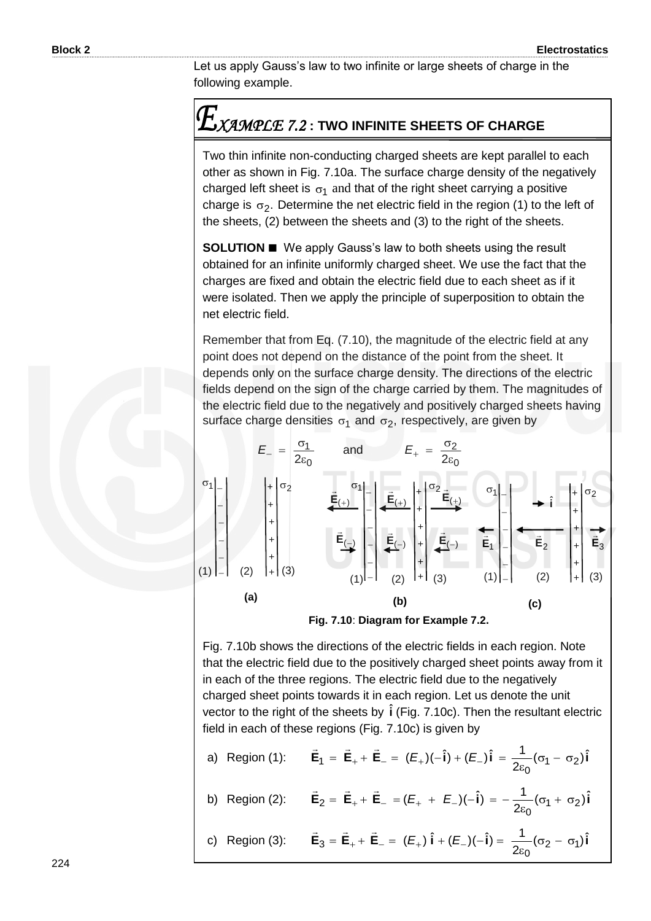Let us apply Gauss's law to two infinite or large sheets of charge in the following example.

## EXAMPLE 7.2 : TWO INFINITE SHEETS OF CHARGE

Two thin infinite non-conducting charged sheets are kept parallel to each other as shown in Fig. 7.10a. The surface charge density of the negatively charged left sheet is $\sigma_1$ and that of the right sheet carrying a positive charge is $\sigma_2$. Determine the net electric field in the region (1) to the left of the sheets, (2) between the sheets and (3) to the right of the sheets.

**SOLUTION ■** We apply Gauss's law to both sheets using the result obtained for an infinite uniformly charged sheet. We use the fact that the charges are fixed and obtain the electric field due to each sheet as if it were isolated. Then we apply the principle of superposition to obtain the net electric field.

Remember that from Eq. (7.10), the magnitude of the electric field at any point does not depend on the distance of the point from the sheet. It depends only on the surface charge density. The directions of the electric fields depend on the sign of the charge carried by them. The magnitudes of the electric field due to the negatively and positively charged sheets having surface charge densities $\sigma_1$ and $\sigma_2$, respectively, are given by

$$E_- = \frac{\sigma_1}{2\varepsilon_0} \qquad \text{and} \qquad E_+ = \frac{\sigma_2}{2\varepsilon_0}$$

**Fig. 7.10**: **Diagram for Example 7.2.**

Fig. 7.10b shows the directions of the electric fields in each region. Note that the electric field due to the positively charged sheet points away from it in each of the three regions. The electric field due to the negatively charged sheet points towards it in each region. Let us denote the unit vector to the right of the sheets by $\hat{\mathbf{i}}$ (Fig. 7.10c). Then the resultant electric field in each of these regions (Fig. 7.10c) is given by

a) Region (1): $\vec{\mathbf{E}}_1 = \vec{\mathbf{E}}_+ + \vec{\mathbf{E}}_- = (E_+)(-\hat{\mathbf{i}}) + (E_-)\hat{\mathbf{i}} = \dfrac{1}{2\varepsilon_0}(\sigma_1 - \sigma_2)\hat{\mathbf{i}}$

b) Region (2): $\vec{\mathbf{E}}_2 = \vec{\mathbf{E}}_+ + \vec{\mathbf{E}}_- = (E_+ + E_-)(-\hat{\mathbf{i}}) = -\dfrac{1}{2\varepsilon_0}(\sigma_1 + \sigma_2)\hat{\mathbf{i}}$

c) Region (3): $\vec{\mathbf{E}}_3 = \vec{\mathbf{E}}_+ + \vec{\mathbf{E}}_- = (E_+)\hat{\mathbf{i}} + (E_-)(-\hat{\mathbf{i}}) = \dfrac{1}{2\varepsilon_0}(\sigma_2 - \sigma_1)\hat{\mathbf{i}}$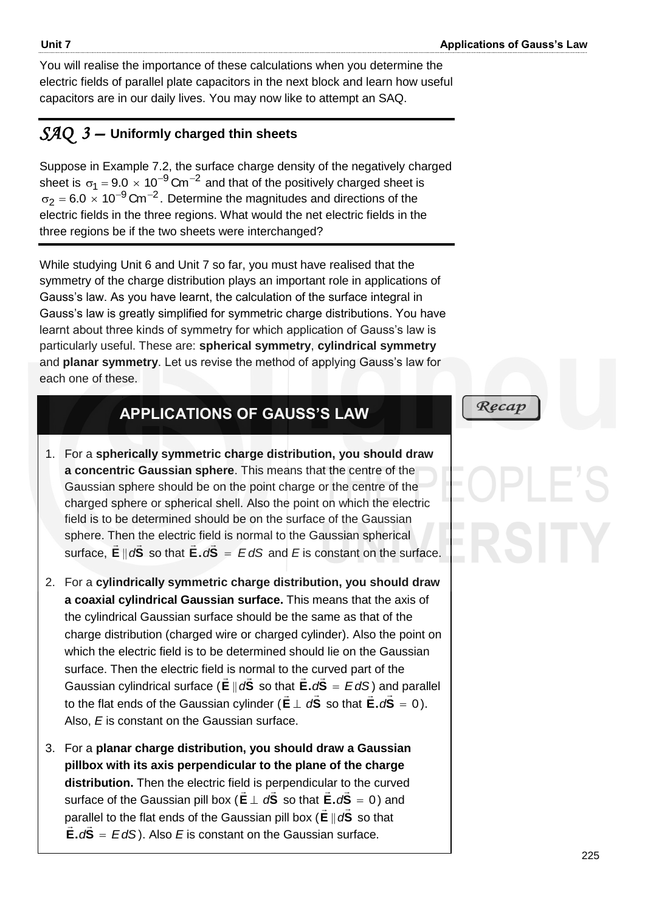You will realise the importance of these calculations when you determine the electric fields of parallel plate capacitors in the next block and learn how useful capacitors are in our daily lives. You may now like to attempt an SAQ.

## *SAQ 3* – Uniformly charged thin sheets

Suppose in Example 7.2, the surface charge density of the negatively charged sheet is $\sigma_1 = 9.0 \times 10^{-9}\,\text{Cm}^{-2}$ and that of the positively charged sheet is $\sigma_2 = 6.0 \times 10^{-9}\,\text{Cm}^{-2}$. Determine the magnitudes and directions of the electric fields in the three regions. What would the net electric fields in the three regions be if the two sheets were interchanged?

While studying Unit 6 and Unit 7 so far, you must have realised that the symmetry of the charge distribution plays an important role in applications of Gauss's law. As you have learnt, the calculation of the surface integral in Gauss's law is greatly simplified for symmetric charge distributions. You have learnt about three kinds of symmetry for which application of Gauss's law is particularly useful. These are: **spherical symmetry**, **cylindrical symmetry** and **planar symmetry**. Let us revise the method of applying Gauss's law for each one of these.

*Recap*

## APPLICATIONS OF GAUSS'S LAW

1. For a **spherically symmetric charge distribution, you should draw a concentric Gaussian sphere**. This means that the centre of the Gaussian sphere should be on the point charge or the centre of the charged sphere or spherical shell. Also the point on which the electric field is to be determined should be on the surface of the Gaussian sphere. Then the electric field is normal to the Gaussian spherical surface, $\vec{\mathbf{E}} \parallel d\vec{\mathbf{S}}$ so that $\vec{\mathbf{E}}.d\vec{\mathbf{S}} = E\,dS$ and $E$ is constant on the surface.

2. For a **cylindrically symmetric charge distribution, you should draw a coaxial cylindrical Gaussian surface.** This means that the axis of the cylindrical Gaussian surface should be the same as that of the charge distribution (charged wire or charged cylinder). Also the point on which the electric field is to be determined should lie on the Gaussian surface. Then the electric field is normal to the curved part of the Gaussian cylindrical surface ($\vec{\mathbf{E}} \parallel d\vec{\mathbf{S}}$ so that $\vec{\mathbf{E}}.d\vec{\mathbf{S}} = E\,dS$) and parallel to the flat ends of the Gaussian cylinder ($\vec{\mathbf{E}} \perp d\vec{\mathbf{S}}$ so that $\vec{\mathbf{E}}.d\vec{\mathbf{S}} = 0$). Also, $E$ is constant on the Gaussian surface.

3. For a **planar charge distribution, you should draw a Gaussian pillbox with its axis perpendicular to the plane of the charge distribution.** Then the electric field is perpendicular to the curved surface of the Gaussian pill box ($\vec{\mathbf{E}} \perp d\vec{\mathbf{S}}$ so that $\vec{\mathbf{E}}.d\vec{\mathbf{S}} = 0$) and parallel to the flat ends of the Gaussian pill box ($\vec{\mathbf{E}} \parallel d\vec{\mathbf{S}}$ so that $\vec{\mathbf{E}}.d\vec{\mathbf{S}} = E\,dS$). Also $E$ is constant on the Gaussian surface.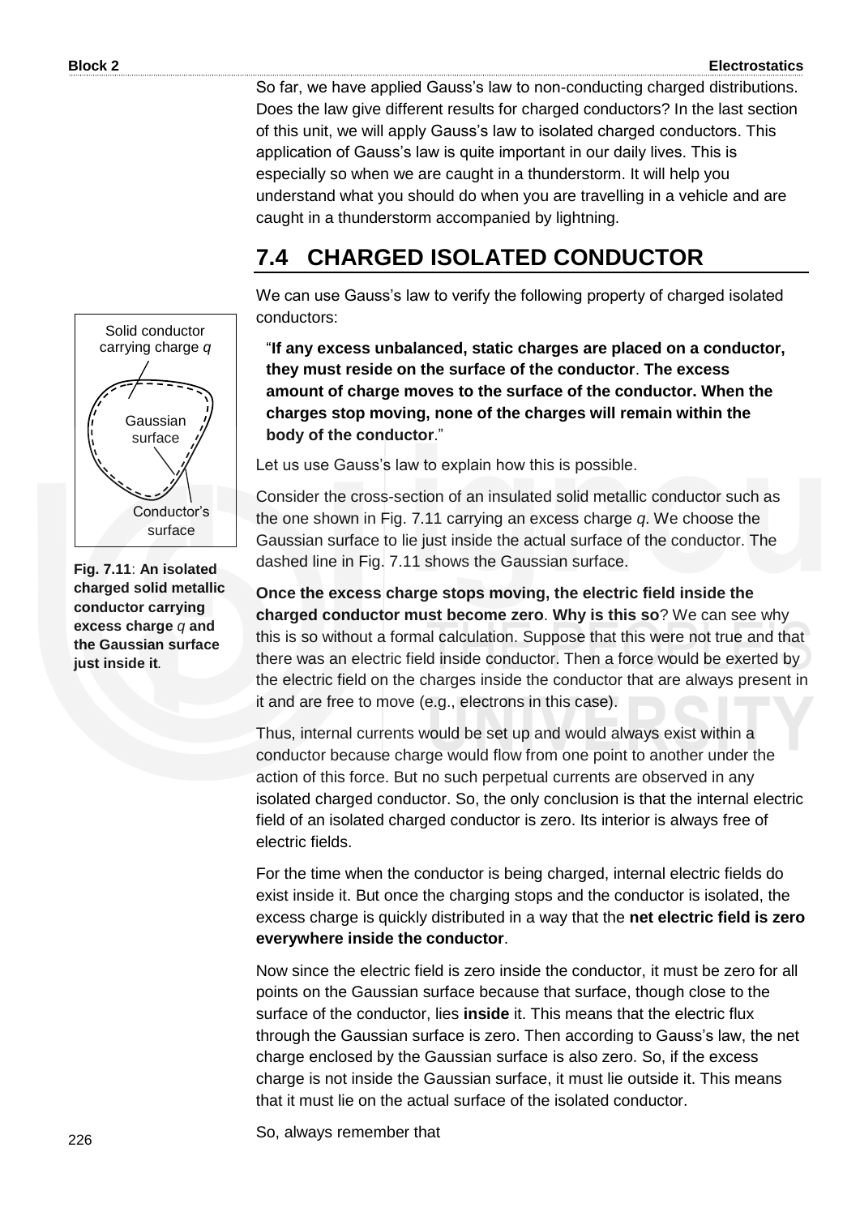So far, we have applied Gauss's law to non-conducting charged distributions. Does the law give different results for charged conductors? In the last section of this unit, we will apply Gauss's law to isolated charged conductors. This application of Gauss's law is quite important in our daily lives. This is especially so when we are caught in a thunderstorm. It will help you understand what you should do when you are travelling in a vehicle and are caught in a thunderstorm accompanied by lightning.

## 7.4 CHARGED ISOLATED CONDUCTOR

We can use Gauss's law to verify the following property of charged isolated conductors:

"**If any excess unbalanced, static charges are placed on a conductor, they must reside on the surface of the conductor**. **The excess amount of charge moves to the surface of the conductor. When the charges stop moving, none of the charges will remain within the body of the conductor**."

Let us use Gauss's law to explain how this is possible.

Solid conductor carrying charge $q$

Gaussian surface

Conductor's surface

**Fig. 7.11**: **An isolated charged solid metallic conductor carrying excess charge $q$ and the Gaussian surface just inside it**.

Consider the cross-section of an insulated solid metallic conductor such as the one shown in Fig. 7.11 carrying an excess charge $q$. We choose the Gaussian surface to lie just inside the actual surface of the conductor. The dashed line in Fig. 7.11 shows the Gaussian surface.

**Once the excess charge stops moving, the electric field inside the charged conductor must become zero**. **Why is this so**? We can see why this is so without a formal calculation. Suppose that this were not true and that there was an electric field inside conductor. Then a force would be exerted by the electric field on the charges inside the conductor that are always present in it and are free to move (e.g., electrons in this case).

Thus, internal currents would be set up and would always exist within a conductor because charge would flow from one point to another under the action of this force. But no such perpetual currents are observed in any isolated charged conductor. So, the only conclusion is that the internal electric field of an isolated charged conductor is zero. Its interior is always free of electric fields.

For the time when the conductor is being charged, internal electric fields do exist inside it. But once the charging stops and the conductor is isolated, the excess charge is quickly distributed in a way that the **net electric field is zero everywhere inside the conductor**.

Now since the electric field is zero inside the conductor, it must be zero for all points on the Gaussian surface because that surface, though close to the surface of the conductor, lies **inside** it. This means that the electric flux through the Gaussian surface is zero. Then according to Gauss's law, the net charge enclosed by the Gaussian surface is also zero. So, if the excess charge is not inside the Gaussian surface, it must lie outside it. This means that it must lie on the actual surface of the isolated conductor.

So, always remember that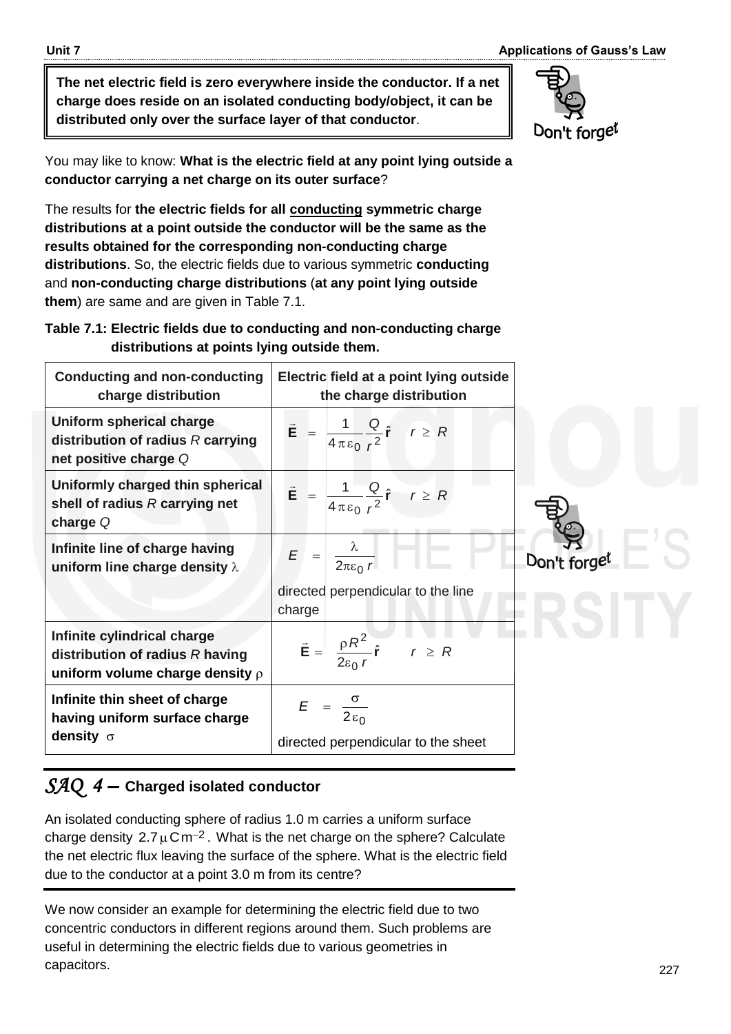**The net electric field is zero everywhere inside the conductor. If a net charge does reside on an isolated conducting body/object, it can be distributed only over the surface layer of that conductor**.

Don't forget

You may like to know: **What is the electric field at any point lying outside a conductor carrying a net charge on its outer surface**?

The results for **the electric fields for all conducting symmetric charge distributions at a point outside the conductor will be the same as the results obtained for the corresponding non-conducting charge distributions**. So, the electric fields due to various symmetric **conducting** and **non-conducting charge distributions** (**at any point lying outside them**) are same and are given in Table 7.1.

**Table 7.1: Electric fields due to conducting and non-conducting charge distributions at points lying outside them.**

| Conducting and non-conducting charge distribution | Electric field at a point lying outside the charge distribution |
|---|---|
| **Uniform spherical charge distribution of radius $R$ carrying net positive charge $Q$** | $\vec{\mathbf{E}} = \dfrac{1}{4\pi\varepsilon_0}\dfrac{Q}{r^2}\hat{\mathbf{r}} \quad r \geq R$ |
| **Uniformly charged thin spherical shell of radius $R$ carrying net charge $Q$** | $\vec{\mathbf{E}} = \dfrac{1}{4\pi\varepsilon_0}\dfrac{Q}{r^2}\hat{\mathbf{r}} \quad r \geq R$ |
| **Infinite line of charge having uniform line charge density $\lambda$** | $E = \dfrac{\lambda}{2\pi\varepsilon_0 r}$ directed perpendicular to the line charge |
| **Infinite cylindrical charge distribution of radius $R$ having uniform volume charge density $\rho$** | $\vec{\mathbf{E}} = \dfrac{\rho R^2}{2\varepsilon_0 r}\hat{\mathbf{r}} \quad r \geq R$ |
| **Infinite thin sheet of charge having uniform surface charge density $\sigma$** | $E = \dfrac{\sigma}{2\varepsilon_0}$ directed perpendicular to the sheet |

Don't forget

## *SAQ 4* – Charged isolated conductor

An isolated conducting sphere of radius 1.0 m carries a uniform surface charge density $2.7\,\mu\text{C}\,\text{m}^{-2}$. What is the net charge on the sphere? Calculate the net electric flux leaving the surface of the sphere. What is the electric field due to the conductor at a point 3.0 m from its centre?

We now consider an example for determining the electric field due to two concentric conductors in different regions around them. Such problems are useful in determining the electric fields due to various geometries in capacitors.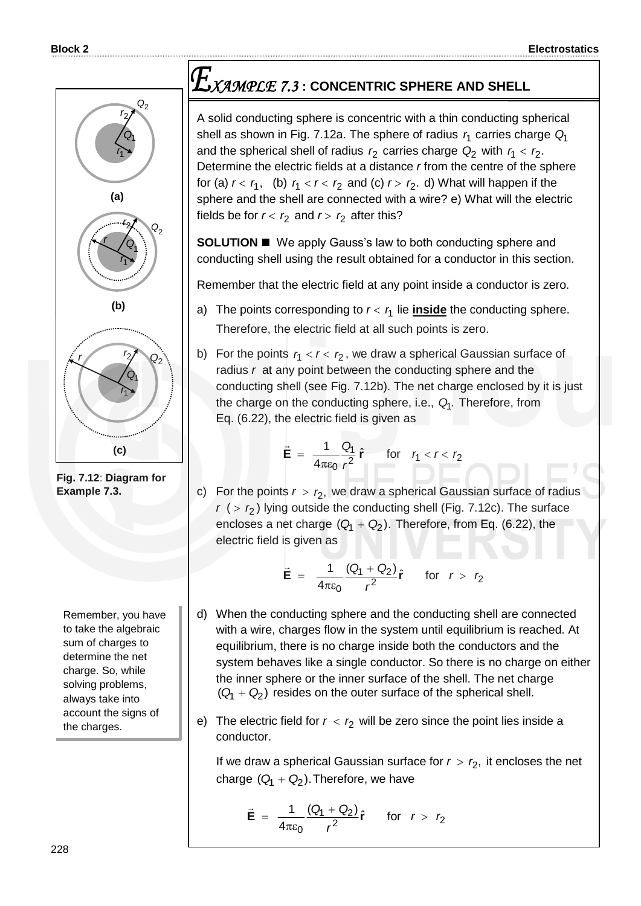## EXAMPLE 7.3 : CONCENTRIC SPHERE AND SHELL

A solid conducting sphere is concentric with a thin conducting spherical shell as shown in Fig. 7.12a. The sphere of radius $r_1$ carries charge $Q_1$ and the spherical shell of radius $r_2$ carries charge $Q_2$ with $r_1 < r_2$. Determine the electric fields at a distance $r$ from the centre of the sphere for (a) $r < r_1$, (b) $r_1 < r < r_2$ and (c) $r > r_2$. d) What will happen if the sphere and the shell are connected with a wire? e) What will the electric fields be for $r < r_2$ and $r > r_2$ after this?

**Fig. 7.12**: **Diagram for Example 7.3.**

**SOLUTION** ■ We apply Gauss's law to both conducting sphere and conducting shell using the result obtained for a conductor in this section.

Remember that the electric field at any point inside a conductor is zero.

a) The points corresponding to $r < r_1$ lie **inside** the conducting sphere. Therefore, the electric field at all such points is zero.

b) For the points $r_1 < r < r_2$, we draw a spherical Gaussian surface of radius $r$ at any point between the conducting sphere and the conducting shell (see Fig. 7.12b). The net charge enclosed by it is just the charge on the conducting sphere, i.e., $Q_1$. Therefore, from Eq. (6.22), the electric field is given as

$$\vec{\mathbf{E}} = \frac{1}{4\pi\varepsilon_0}\frac{Q_1}{r^2}\hat{\mathbf{r}} \qquad \text{for} \quad r_1 < r < r_2$$

c) For the points $r > r_2$, we draw a spherical Gaussian surface of radius $r$ $(> r_2)$ lying outside the conducting shell (Fig. 7.12c). The surface encloses a net charge $(Q_1 + Q_2)$. Therefore, from Eq. (6.22), the electric field is given as

$$\vec{\mathbf{E}} = \frac{1}{4\pi\varepsilon_0}\frac{(Q_1 + Q_2)}{r^2}\hat{\mathbf{r}} \qquad \text{for} \quad r > r_2$$

Remember, you have to take the algebraic sum of charges to determine the net charge. So, while solving problems, always take into account the signs of the charges.

d) When the conducting sphere and the conducting shell are connected with a wire, charges flow in the system until equilibrium is reached. At equilibrium, there is no charge inside both the conductors and the system behaves like a single conductor. So there is no charge on either the inner sphere or the inner surface of the shell. The net charge $(Q_1 + Q_2)$ resides on the outer surface of the spherical shell.

e) The electric field for $r < r_2$ will be zero since the point lies inside a conductor.

If we draw a spherical Gaussian surface for $r > r_2$, it encloses the net charge $(Q_1 + Q_2)$. Therefore, we have

$$\vec{\mathbf{E}} = \frac{1}{4\pi\varepsilon_0}\frac{(Q_1 + Q_2)}{r^2}\hat{\mathbf{r}} \qquad \text{for} \quad r > r_2$$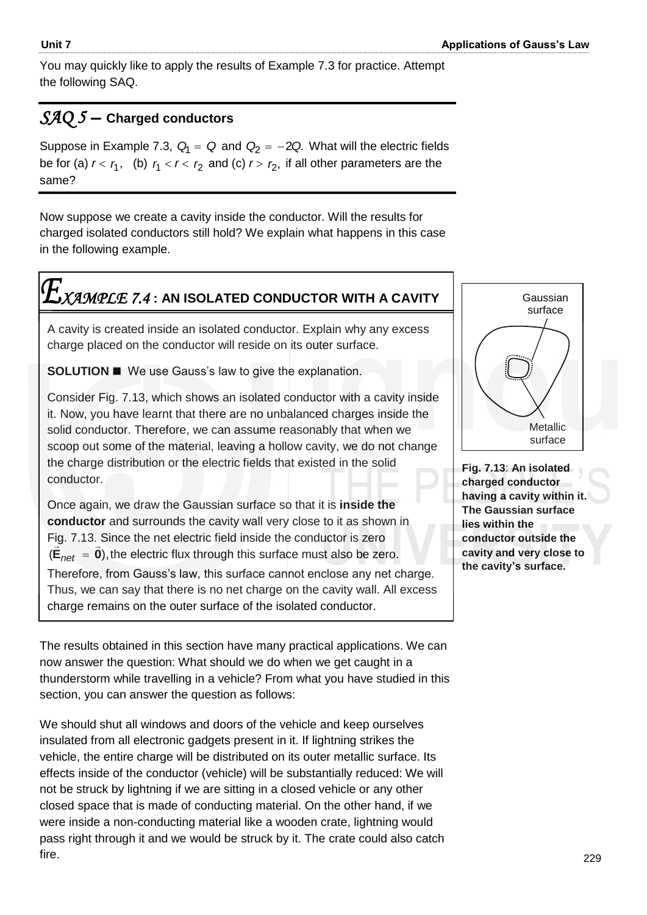You may quickly like to apply the results of Example 7.3 for practice. Attempt the following SAQ.

## *SAQ 5* – Charged conductors

Suppose in Example 7.3, $Q_1 = Q$ and $Q_2 = -2Q$. What will the electric fields be for (a) $r < r_1$, (b) $r_1 < r < r_2$ and (c) $r > r_2$, if all other parameters are the same?

Now suppose we create a cavity inside the conductor. Will the results for charged isolated conductors still hold? We explain what happens in this case in the following example.

## *EXAMPLE 7.4* : AN ISOLATED CONDUCTOR WITH A CAVITY

A cavity is created inside an isolated conductor. Explain why any excess charge placed on the conductor will reside on its outer surface.

**SOLUTION** ■ We use Gauss's law to give the explanation.

Consider Fig. 7.13, which shows an isolated conductor with a cavity inside it. Now, you have learnt that there are no unbalanced charges inside the solid conductor. Therefore, we can assume reasonably that when we scoop out some of the material, leaving a hollow cavity, we do not change the charge distribution or the electric fields that existed in the solid conductor.

Once again, we draw the Gaussian surface so that it is **inside the conductor** and surrounds the cavity wall very close to it as shown in Fig. 7.13. Since the net electric field inside the conductor is zero ($\vec{\mathbf{E}}_{net} = \vec{\mathbf{0}}$), the electric flux through this surface must also be zero. Therefore, from Gauss's law, this surface cannot enclose any net charge. Thus, we can say that there is no net charge on the cavity wall. All excess charge remains on the outer surface of the isolated conductor.

Gaussian surface

Metallic surface

**Fig. 7.13**: **An isolated charged conductor having a cavity within it. The Gaussian surface lies within the conductor outside the cavity and very close to the cavity's surface.**

The results obtained in this section have many practical applications. We can now answer the question: What should we do when we get caught in a thunderstorm while travelling in a vehicle? From what you have studied in this section, you can answer the question as follows:

We should shut all windows and doors of the vehicle and keep ourselves insulated from all electronic gadgets present in it. If lightning strikes the vehicle, the entire charge will be distributed on its outer metallic surface. Its effects inside of the conductor (vehicle) will be substantially reduced: We will not be struck by lightning if we are sitting in a closed vehicle or any other closed space that is made of conducting material. On the other hand, if we were inside a non-conducting material like a wooden crate, lightning would pass right through it and we would be struck by it. The crate could also catch fire.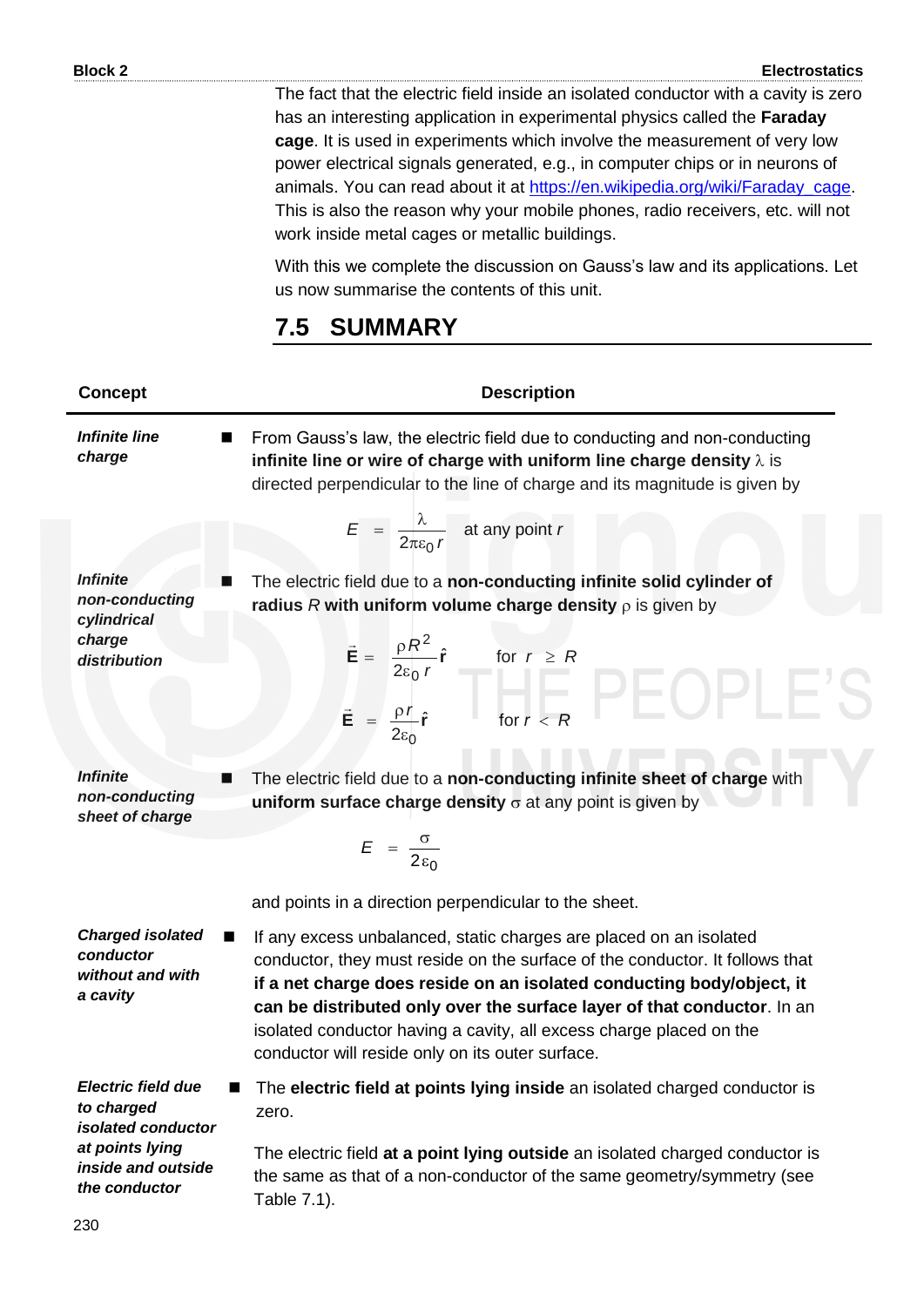The fact that the electric field inside an isolated conductor with a cavity is zero has an interesting application in experimental physics called the **Faraday cage**. It is used in experiments which involve the measurement of very low power electrical signals generated, e.g., in computer chips or in neurons of animals. You can read about it at https://en.wikipedia.org/wiki/Faraday_cage. This is also the reason why your mobile phones, radio receivers, etc. will not work inside metal cages or metallic buildings.

With this we complete the discussion on Gauss's law and its applications. Let us now summarise the contents of this unit.

## 7.5 SUMMARY

| Concept | Description |
|---|---|
| ***Infinite line charge*** | ■ From Gauss's law, the electric field due to conducting and non-conducting **infinite line or wire of charge with uniform line charge density** $\lambda$ is directed perpendicular to the line of charge and its magnitude is given by $$E = \frac{\lambda}{2\pi\varepsilon_0 r} \quad \text{at any point } r$$ |
| ***Infinite non-conducting cylindrical charge distribution*** | ■ The electric field due to a **non-conducting infinite solid cylinder of radius** $R$ **with uniform volume charge density** $\rho$ is given by $$\vec{\mathbf{E}} = \frac{\rho R^2}{2\varepsilon_0 r}\hat{\mathbf{r}} \qquad \text{for } r \geq R$$ $$\vec{\mathbf{E}} = \frac{\rho r}{2\varepsilon_0}\hat{\mathbf{r}} \qquad \text{for } r < R$$ |
| ***Infinite non-conducting sheet of charge*** | ■ The electric field due to a **non-conducting infinite sheet of charge** with **uniform surface charge density** $\sigma$ at any point is given by $$E = \frac{\sigma}{2\varepsilon_0}$$ and points in a direction perpendicular to the sheet. |
| ***Charged isolated conductor without and with a cavity*** | ■ If any excess unbalanced, static charges are placed on an isolated conductor, they must reside on the surface of the conductor. It follows that **if a net charge does reside on an isolated conducting body/object, it can be distributed only over the surface layer of that conductor**. In an isolated conductor having a cavity, all excess charge placed on the conductor will reside only on its outer surface. |
| ***Electric field due to charged isolated conductor at points lying inside and outside the conductor*** | ■ The **electric field at points lying inside** an isolated charged conductor is zero. The electric field **at a point lying outside** an isolated charged conductor is the same as that of a non-conductor of the same geometry/symmetry (see Table 7.1). |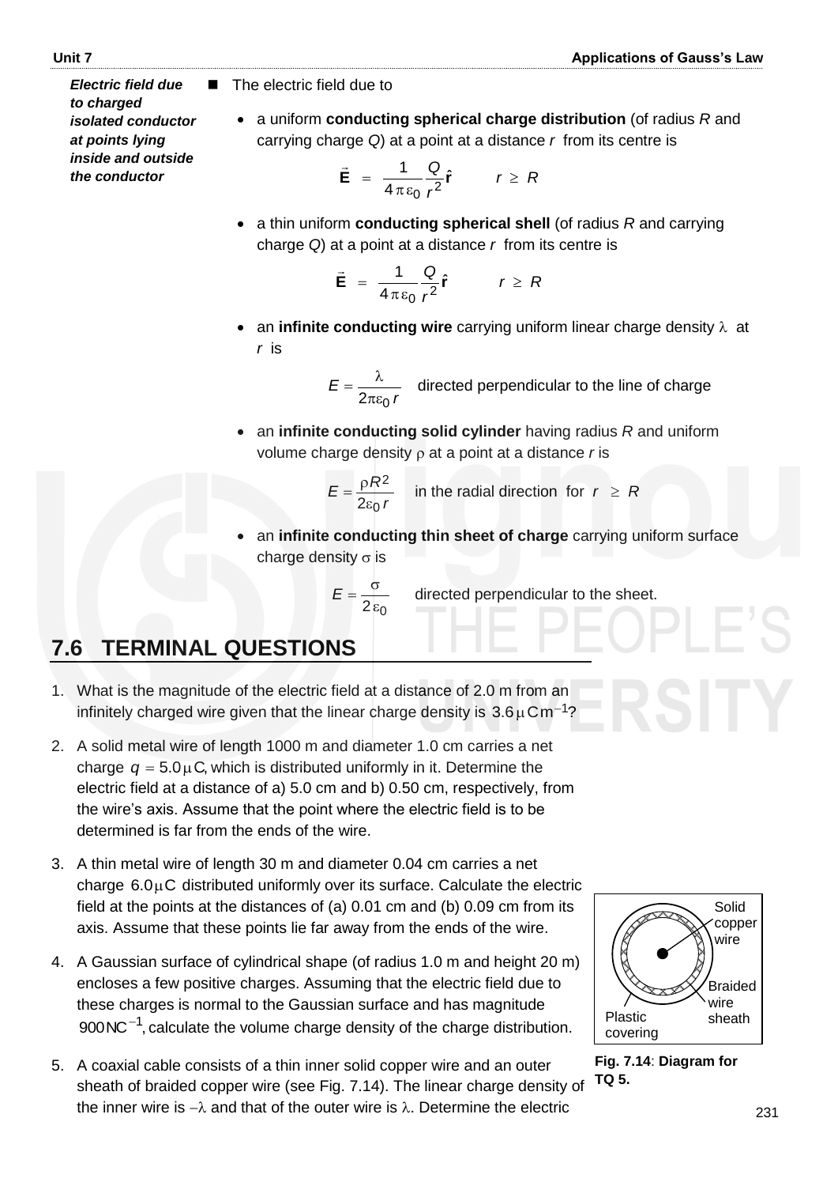*Electric field due to charged isolated conductor at points lying inside and outside the conductor*

- The electric field due to
  - a uniform **conducting spherical charge distribution** (of radius $R$ and carrying charge $Q$) at a point at a distance $r$ from its centre is

$$\vec{\mathbf{E}} = \frac{1}{4\pi\varepsilon_0}\frac{Q}{r^2}\hat{\mathbf{r}} \qquad r \geq R$$

  - a thin uniform **conducting spherical shell** (of radius $R$ and carrying charge $Q$) at a point at a distance $r$ from its centre is

$$\vec{\mathbf{E}} = \frac{1}{4\pi\varepsilon_0}\frac{Q}{r^2}\hat{\mathbf{r}} \qquad r \geq R$$

  - an **infinite conducting wire** carrying uniform linear charge density $\lambda$ at $r$ is

$$E = \frac{\lambda}{2\pi\varepsilon_0 r} \quad \text{directed perpendicular to the line of charge}$$

  - an **infinite conducting solid cylinder** having radius $R$ and uniform volume charge density $\rho$ at a point at a distance $r$ is

$$E = \frac{\rho R^2}{2\varepsilon_0 r} \quad \text{in the radial direction for } r \geq R$$

  - an **infinite conducting thin sheet of charge** carrying uniform surface charge density $\sigma$ is

$$E = \frac{\sigma}{2\varepsilon_0} \quad \text{directed perpendicular to the sheet.}$$

## 7.6 TERMINAL QUESTIONS

1. What is the magnitude of the electric field at a distance of 2.0 m from an infinitely charged wire given that the linear charge density is $3.6\,\mu\text{C}\text{m}^{-1}$?

2. A solid metal wire of length 1000 m and diameter 1.0 cm carries a net charge $q = 5.0\,\mu\text{C}$, which is distributed uniformly in it. Determine the electric field at a distance of a) 5.0 cm and b) 0.50 cm, respectively, from the wire's axis. Assume that the point where the electric field is to be determined is far from the ends of the wire.

3. A thin metal wire of length 30 m and diameter 0.04 cm carries a net charge $6.0\,\mu\text{C}$ distributed uniformly over its surface. Calculate the electric field at the points at the distances of (a) 0.01 cm and (b) 0.09 cm from its axis. Assume that these points lie far away from the ends of the wire.

4. A Gaussian surface of cylindrical shape (of radius 1.0 m and height 20 m) encloses a few positive charges. Assuming that the electric field due to these charges is normal to the Gaussian surface and has magnitude $900\,\text{NC}^{-1}$, calculate the volume charge density of the charge distribution.

5. A coaxial cable consists of a thin inner solid copper wire and an outer sheath of braided copper wire (see Fig. 7.14). The linear charge density of the inner wire is $-\lambda$ and that of the outer wire is $\lambda$. Determine the electric

Solid copper wire; Braided wire sheath; Plastic covering

**Fig. 7.14**: **Diagram for TQ 5.**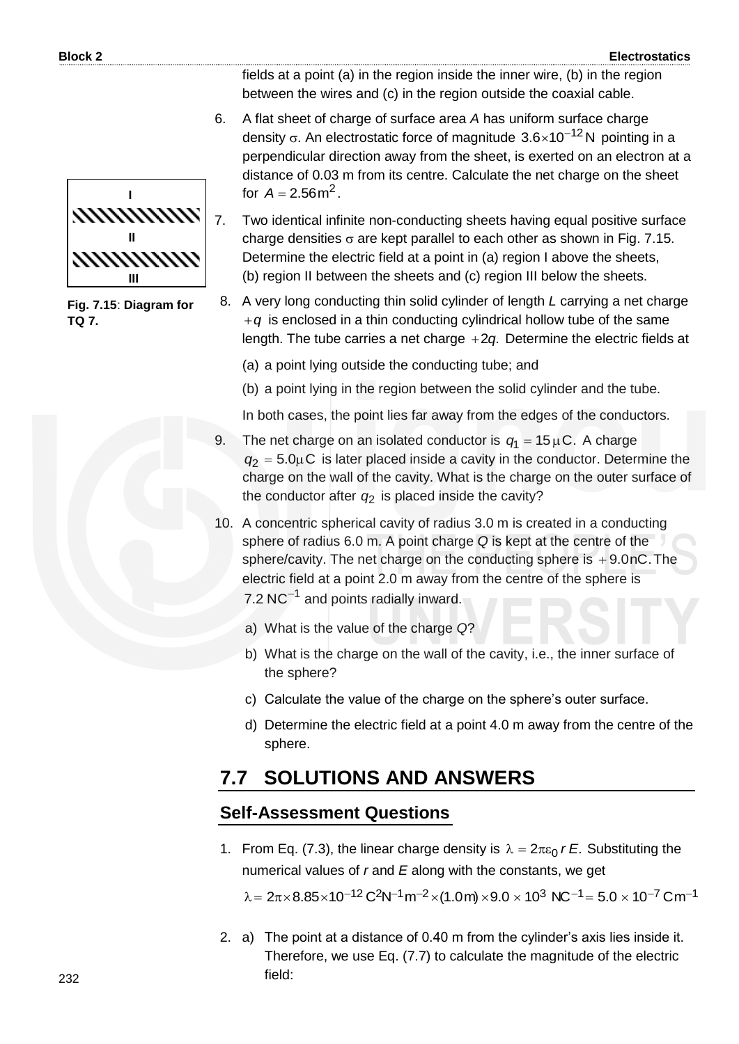fields at a point (a) in the region inside the inner wire, (b) in the region between the wires and (c) in the region outside the coaxial cable.

6. A flat sheet of charge of surface area $A$ has uniform surface charge density $\sigma$. An electrostatic force of magnitude $3.6\times10^{-12}$ N pointing in a perpendicular direction away from the sheet, is exerted on an electron at a distance of 0.03 m from its centre. Calculate the net charge on the sheet for $A = 2.56\,\text{m}^2$.

7. Two identical infinite non-conducting sheets having equal positive surface charge densities $\sigma$ are kept parallel to each other as shown in Fig. 7.15. Determine the electric field at a point in (a) region I above the sheets, (b) region II between the sheets and (c) region III below the sheets.

**Fig. 7.15**: **Diagram for TQ 7.**

8. A very long conducting thin solid cylinder of length $L$ carrying a net charge $+q$ is enclosed in a thin conducting cylindrical hollow tube of the same length. The tube carries a net charge $+2q$. Determine the electric fields at

   (a) a point lying outside the conducting tube; and

   (b) a point lying in the region between the solid cylinder and the tube.

   In both cases, the point lies far away from the edges of the conductors.

9. The net charge on an isolated conductor is $q_1 = 15\,\mu\text{C}$. A charge $q_2 = 5.0\,\mu\text{C}$ is later placed inside a cavity in the conductor. Determine the charge on the wall of the cavity. What is the charge on the outer surface of the conductor after $q_2$ is placed inside the cavity?

10. A concentric spherical cavity of radius 3.0 m is created in a conducting sphere of radius 6.0 m. A point charge $Q$ is kept at the centre of the sphere/cavity. The net charge on the conducting sphere is $+9.0\,\text{nC}$. The electric field at a point 2.0 m away from the centre of the sphere is $7.2\,\text{NC}^{-1}$ and points radially inward.

    a) What is the value of the charge $Q$?

    b) What is the charge on the wall of the cavity, i.e., the inner surface of the sphere?

    c) Calculate the value of the charge on the sphere's outer surface.

    d) Determine the electric field at a point 4.0 m away from the centre of the sphere.

## 7.7 SOLUTIONS AND ANSWERS

### Self-Assessment Questions

1. From Eq. (7.3), the linear charge density is $\lambda = 2\pi\varepsilon_0 r E$. Substituting the numerical values of $r$ and $E$ along with the constants, we get

   $$\lambda = 2\pi\times8.85\times10^{-12}\,\text{C}^2\text{N}^{-1}\text{m}^{-2}\times(1.0\,\text{m})\times9.0\times10^3\,\text{NC}^{-1} = 5.0\times10^{-7}\,\text{Cm}^{-1}$$

2. a) The point at a distance of 0.40 m from the cylinder's axis lies inside it. Therefore, we use Eq. (7.7) to calculate the magnitude of the electric field: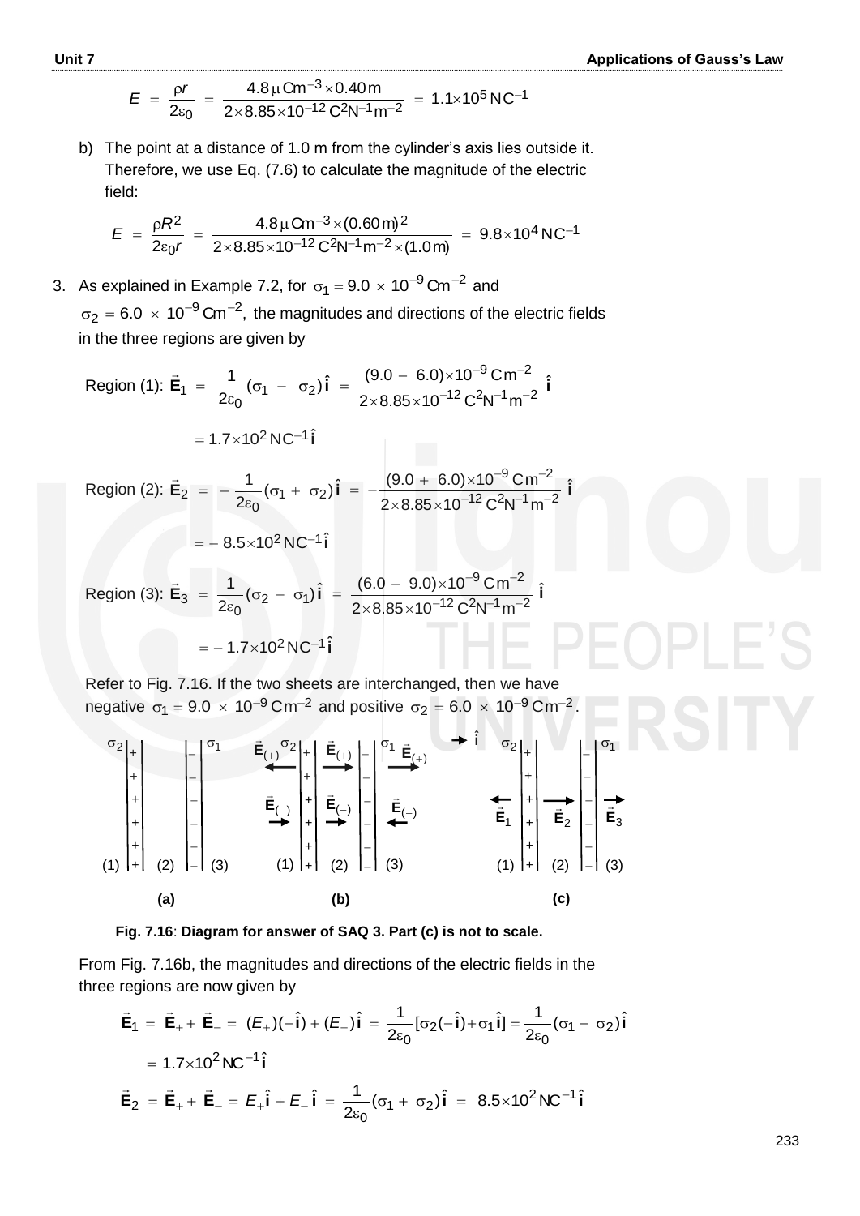$$E = \frac{\rho r}{2\varepsilon_0} = \frac{4.8\,\mu\text{Cm}^{-3} \times 0.40\,\text{m}}{2 \times 8.85 \times 10^{-12}\,\text{C}^2\text{N}^{-1}\text{m}^{-2}} = 1.1 \times 10^5\,\text{NC}^{-1}$$

b) The point at a distance of 1.0 m from the cylinder's axis lies outside it. Therefore, we use Eq. (7.6) to calculate the magnitude of the electric field:

$$E = \frac{\rho R^2}{2\varepsilon_0 r} = \frac{4.8\,\mu\text{Cm}^{-3} \times (0.60\,\text{m})^2}{2 \times 8.85 \times 10^{-12}\,\text{C}^2\text{N}^{-1}\text{m}^{-2} \times (1.0\,\text{m})} = 9.8 \times 10^4\,\text{NC}^{-1}$$

3. As explained in Example 7.2, for $\sigma_1 = 9.0 \times 10^{-9}\,\text{Cm}^{-2}$ and $\sigma_2 = 6.0 \times 10^{-9}\,\text{Cm}^{-2}$, the magnitudes and directions of the electric fields in the three regions are given by

Region (1): $$\vec{\mathbf{E}}_1 = \frac{1}{2\varepsilon_0}(\sigma_1 - \sigma_2)\,\hat{\mathbf{i}} = \frac{(9.0 - 6.0) \times 10^{-9}\,\text{Cm}^{-2}}{2 \times 8.85 \times 10^{-12}\,\text{C}^2\text{N}^{-1}\text{m}^{-2}}\,\hat{\mathbf{i}}$$

$$= 1.7 \times 10^2\,\text{NC}^{-1}\,\hat{\mathbf{i}}$$

Region (2): $$\vec{\mathbf{E}}_2 = -\frac{1}{2\varepsilon_0}(\sigma_1 + \sigma_2)\,\hat{\mathbf{i}} = -\frac{(9.0 + 6.0) \times 10^{-9}\,\text{Cm}^{-2}}{2 \times 8.85 \times 10^{-12}\,\text{C}^2\text{N}^{-1}\text{m}^{-2}}\,\hat{\mathbf{i}}$$

$$= -\,8.5 \times 10^2\,\text{NC}^{-1}\,\hat{\mathbf{i}}$$

Region (3): $$\vec{\mathbf{E}}_3 = \frac{1}{2\varepsilon_0}(\sigma_2 - \sigma_1)\,\hat{\mathbf{i}} = \frac{(6.0 - 9.0) \times 10^{-9}\,\text{Cm}^{-2}}{2 \times 8.85 \times 10^{-12}\,\text{C}^2\text{N}^{-1}\text{m}^{-2}}\,\hat{\mathbf{i}}$$

$$= -\,1.7 \times 10^2\,\text{NC}^{-1}\,\hat{\mathbf{i}}$$

Refer to Fig. 7.16. If the two sheets are interchanged, then we have negative $\sigma_1 = 9.0 \times 10^{-9}\,\text{Cm}^{-2}$ and positive $\sigma_2 = 6.0 \times 10^{-9}\,\text{Cm}^{-2}$.

**Fig. 7.16**: **Diagram for answer of SAQ 3. Part (c) is not to scale.**

From Fig. 7.16b, the magnitudes and directions of the electric fields in the three regions are now given by

$$\vec{\mathbf{E}}_1 = \vec{\mathbf{E}}_+ + \vec{\mathbf{E}}_- = (E_+)(-\hat{\mathbf{i}}) + (E_-)\,\hat{\mathbf{i}} = \frac{1}{2\varepsilon_0}[\sigma_2(-\hat{\mathbf{i}}) + \sigma_1\hat{\mathbf{i}}] = \frac{1}{2\varepsilon_0}(\sigma_1 - \sigma_2)\,\hat{\mathbf{i}}$$

$$= 1.7 \times 10^2\,\text{NC}^{-1}\,\hat{\mathbf{i}}$$

$$\vec{\mathbf{E}}_2 = \vec{\mathbf{E}}_+ + \vec{\mathbf{E}}_- = E_+\hat{\mathbf{i}} + E_-\,\hat{\mathbf{i}} = \frac{1}{2\varepsilon_0}(\sigma_1 + \sigma_2)\,\hat{\mathbf{i}} = 8.5 \times 10^2\,\text{NC}^{-1}\,\hat{\mathbf{i}}$$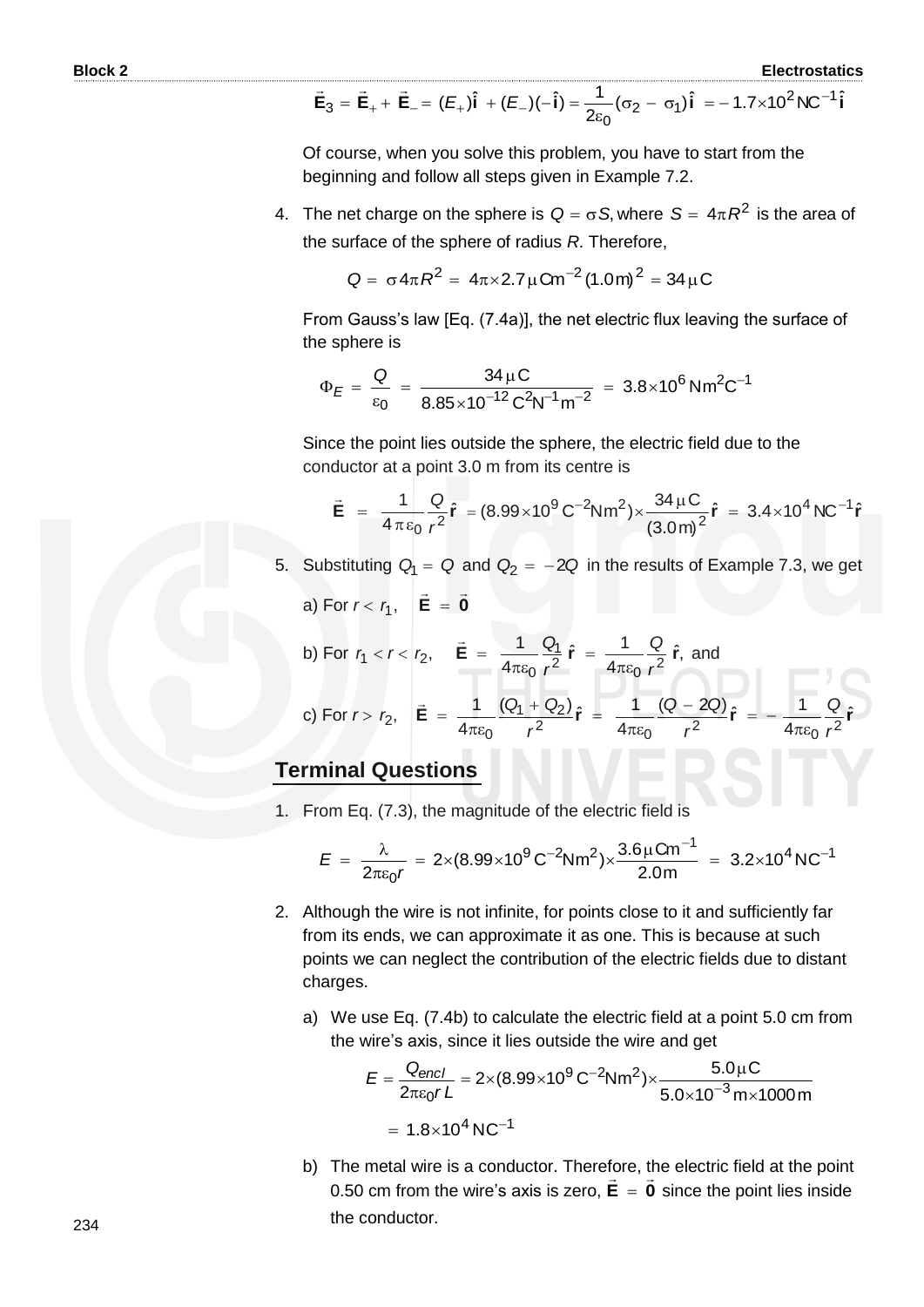$$\vec{\mathbf{E}}_3 = \vec{\mathbf{E}}_+ + \vec{\mathbf{E}}_- = (E_+)\hat{\mathbf{i}} + (E_-)(-\hat{\mathbf{i}}) = \frac{1}{2\varepsilon_0}(\sigma_2 - \sigma_1)\hat{\mathbf{i}} = -1.7\times10^2\,\mathrm{NC}^{-1}\hat{\mathbf{i}}$$

Of course, when you solve this problem, you have to start from the beginning and follow all steps given in Example 7.2.

4. The net charge on the sphere is $Q = \sigma S$, where $S = 4\pi R^2$ is the area of the surface of the sphere of radius $R$. Therefore,

$$Q = \sigma 4\pi R^2 = 4\pi\times 2.7\,\mu\mathrm{Cm}^{-2}\,(1.0\,\mathrm{m})^2 = 34\,\mu\mathrm{C}$$

From Gauss's law [Eq. (7.4a)], the net electric flux leaving the surface of the sphere is

$$\Phi_E = \frac{Q}{\varepsilon_0} = \frac{34\,\mu\mathrm{C}}{8.85\times10^{-12}\,\mathrm{C^2N^{-1}m^{-2}}} = 3.8\times10^6\,\mathrm{Nm^2C^{-1}}$$

Since the point lies outside the sphere, the electric field due to the conductor at a point 3.0 m from its centre is

$$\vec{\mathbf{E}} = \frac{1}{4\pi\varepsilon_0}\frac{Q}{r^2}\hat{\mathbf{r}} = (8.99\times10^9\,\mathrm{C^{-2}Nm^2})\times\frac{34\,\mu\mathrm{C}}{(3.0\,\mathrm{m})^2}\hat{\mathbf{r}} = 3.4\times10^4\,\mathrm{NC}^{-1}\hat{\mathbf{r}}$$

5. Substituting $Q_1 = Q$ and $Q_2 = -2Q$ in the results of Example 7.3, we get

a) For $r < r_1$, $\quad \vec{\mathbf{E}} = \vec{\mathbf{0}}$

b) For $r_1 < r < r_2$, $\quad \vec{\mathbf{E}} = \dfrac{1}{4\pi\varepsilon_0}\dfrac{Q_1}{r^2}\hat{\mathbf{r}} = \dfrac{1}{4\pi\varepsilon_0}\dfrac{Q}{r^2}\hat{\mathbf{r}}$, and

c) For $r > r_2$, $\quad \vec{\mathbf{E}} = \dfrac{1}{4\pi\varepsilon_0}\dfrac{(Q_1+Q_2)}{r^2}\hat{\mathbf{r}} = \dfrac{1}{4\pi\varepsilon_0}\dfrac{(Q-2Q)}{r^2}\hat{\mathbf{r}} = -\dfrac{1}{4\pi\varepsilon_0}\dfrac{Q}{r^2}\hat{\mathbf{r}}$

## Terminal Questions

1. From Eq. (7.3), the magnitude of the electric field is

$$E = \frac{\lambda}{2\pi\varepsilon_0 r} = 2\times(8.99\times10^9\,\mathrm{C^{-2}Nm^2})\times\frac{3.6\,\mu\mathrm{Cm}^{-1}}{2.0\,\mathrm{m}} = 3.2\times10^4\,\mathrm{NC}^{-1}$$

2. Although the wire is not infinite, for points close to it and sufficiently far from its ends, we can approximate it as one. This is because at such points we can neglect the contribution of the electric fields due to distant charges.

   a) We use Eq. (7.4b) to calculate the electric field at a point 5.0 cm from the wire's axis, since it lies outside the wire and get

$$E = \frac{Q_{encl}}{2\pi\varepsilon_0 r\,L} = 2\times(8.99\times10^9\,\mathrm{C^{-2}Nm^2})\times\frac{5.0\,\mu\mathrm{C}}{5.0\times10^{-3}\,\mathrm{m}\times1000\,\mathrm{m}}$$

$$= 1.8\times10^4\,\mathrm{NC}^{-1}$$

   b) The metal wire is a conductor. Therefore, the electric field at the point 0.50 cm from the wire's axis is zero, $\vec{\mathbf{E}} = \vec{\mathbf{0}}$ since the point lies inside the conductor.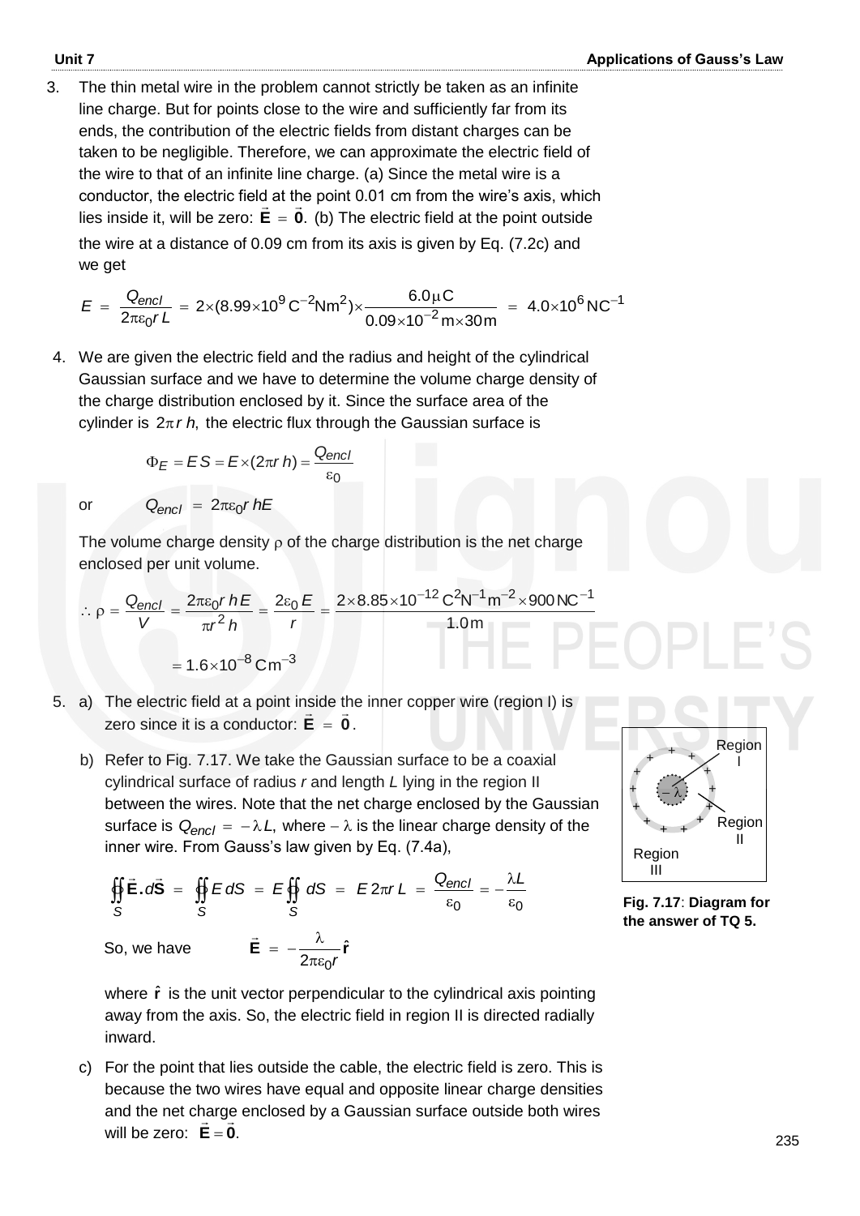3. The thin metal wire in the problem cannot strictly be taken as an infinite line charge. But for points close to the wire and sufficiently far from its ends, the contribution of the electric fields from distant charges can be taken to be negligible. Therefore, we can approximate the electric field of the wire to that of an infinite line charge. (a) Since the metal wire is a conductor, the electric field at the point 0.01 cm from the wire's axis, which lies inside it, will be zero: $\vec{\mathbf{E}} = \vec{\mathbf{0}}$. (b) The electric field at the point outside the wire at a distance of 0.09 cm from its axis is given by Eq. (7.2c) and we get

$$E = \frac{Q_{encl}}{2\pi\varepsilon_0 r\, L} = 2\times(8.99\times10^9\,\mathrm{C^{-2}Nm^2})\times\frac{6.0\,\mu\mathrm{C}}{0.09\times10^{-2}\,\mathrm{m}\times30\,\mathrm{m}} = 4.0\times10^6\,\mathrm{NC^{-1}}$$

4. We are given the electric field and the radius and height of the cylindrical Gaussian surface and we have to determine the volume charge density of the charge distribution enclosed by it. Since the surface area of the cylinder is $2\pi r\, h$, the electric flux through the Gaussian surface is

$$\Phi_E = E\,S = E\times(2\pi r\, h) = \frac{Q_{encl}}{\varepsilon_0}$$

or $\quad Q_{encl} = 2\pi\varepsilon_0 r\, hE$

The volume charge density $\rho$ of the charge distribution is the net charge enclosed per unit volume.

$$\therefore\ \rho = \frac{Q_{encl}}{V} = \frac{2\pi\varepsilon_0 r\, hE}{\pi r^2 h} = \frac{2\varepsilon_0 E}{r} = \frac{2\times8.85\times10^{-12}\,\mathrm{C^2N^{-1}m^{-2}}\times900\,\mathrm{NC^{-1}}}{1.0\,\mathrm{m}}$$

$$= 1.6\times10^{-8}\,\mathrm{Cm^{-3}}$$

5. a) The electric field at a point inside the inner copper wire (region I) is zero since it is a conductor: $\vec{\mathbf{E}} = \vec{\mathbf{0}}$.

   b) Refer to Fig. 7.17. We take the Gaussian surface to be a coaxial cylindrical surface of radius $r$ and length $L$ lying in the region II between the wires. Note that the net charge enclosed by the Gaussian surface is $Q_{encl} = -\lambda L$, where $-\lambda$ is the linear charge density of the inner wire. From Gauss's law given by Eq. (7.4a),

$$\oiint_S \vec{\mathbf{E}}.d\vec{\mathbf{S}} = \oiint_S E\,dS = E\oiint_S dS = E\,2\pi r\,L = \frac{Q_{encl}}{\varepsilon_0} = -\frac{\lambda L}{\varepsilon_0}$$

   So, we have $\quad \vec{\mathbf{E}} = -\dfrac{\lambda}{2\pi\varepsilon_0 r}\hat{\mathbf{r}}$

   where $\hat{\mathbf{r}}$ is the unit vector perpendicular to the cylindrical axis pointing away from the axis. So, the electric field in region II is directed radially inward.

   Region I, Region II, Region III

   **Fig. 7.17**: **Diagram for the answer of TQ 5.**

   c) For the point that lies outside the cable, the electric field is zero. This is because the two wires have equal and opposite linear charge densities and the net charge enclosed by a Gaussian surface outside both wires will be zero: $\vec{\mathbf{E}} = \vec{\mathbf{0}}$.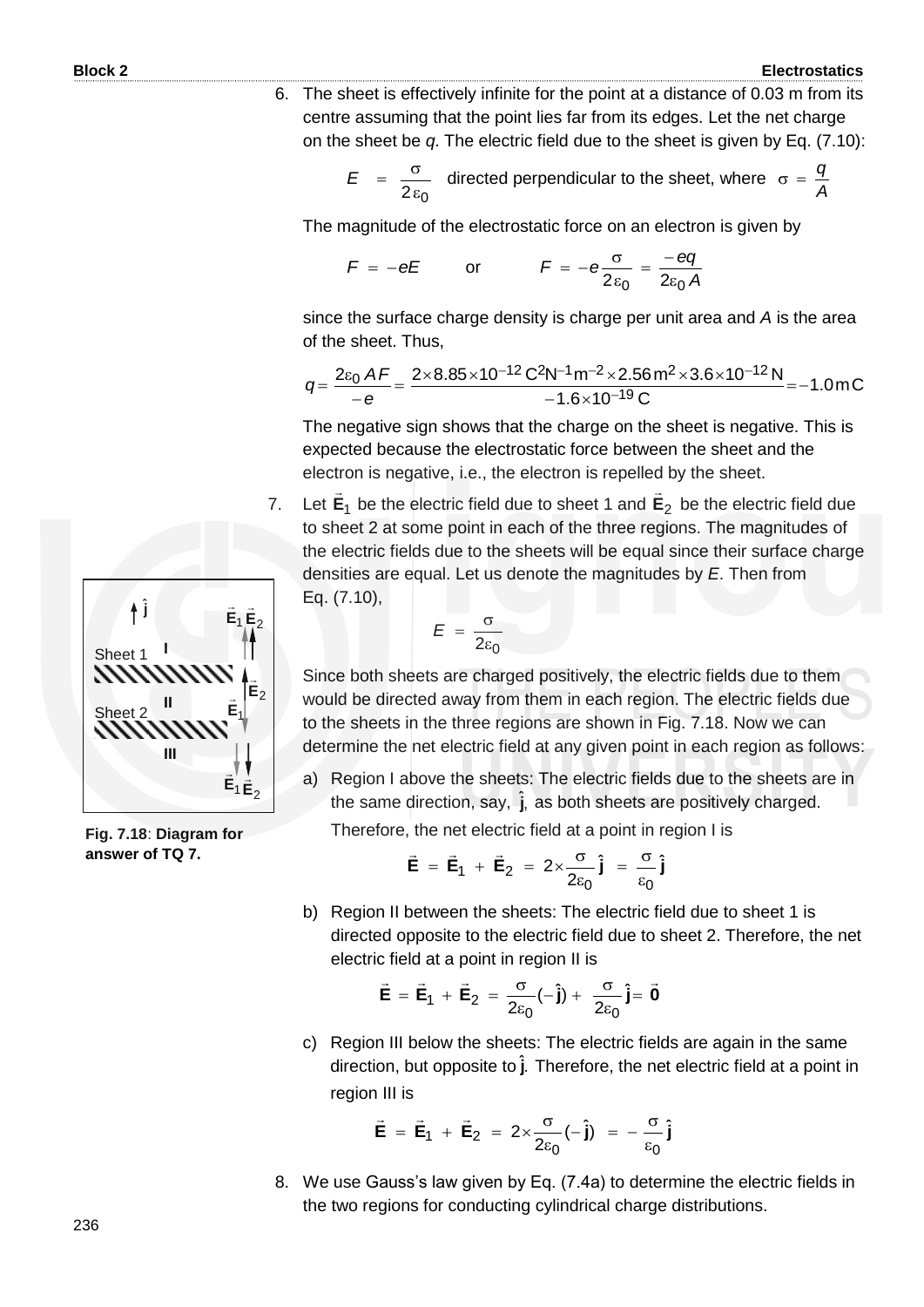6. The sheet is effectively infinite for the point at a distance of 0.03 m from its centre assuming that the point lies far from its edges. Let the net charge on the sheet be $q$. The electric field due to the sheet is given by Eq. (7.10):

$$E = \frac{\sigma}{2\varepsilon_0} \quad \text{directed perpendicular to the sheet, where} \quad \sigma = \frac{q}{A}$$

The magnitude of the electrostatic force on an electron is given by

$$F = -eE \qquad \text{or} \qquad F = -e\frac{\sigma}{2\varepsilon_0} = \frac{-eq}{2\varepsilon_0 A}$$

since the surface charge density is charge per unit area and $A$ is the area of the sheet. Thus,

$$q = \frac{2\varepsilon_0 AF}{-e} = \frac{2 \times 8.85 \times 10^{-12}\,\text{C}^2\text{N}^{-1}\text{m}^{-2} \times 2.56\,\text{m}^2 \times 3.6 \times 10^{-12}\,\text{N}}{-1.6 \times 10^{-19}\,\text{C}} = -1.0\,\text{mC}$$

The negative sign shows that the charge on the sheet is negative. This is expected because the electrostatic force between the sheet and the electron is negative, i.e., the electron is repelled by the sheet.

7. Let $\vec{\mathbf{E}}_1$ be the electric field due to sheet 1 and $\vec{\mathbf{E}}_2$ be the electric field due to sheet 2 at some point in each of the three regions. The magnitudes of the electric fields due to the sheets will be equal since their surface charge densities are equal. Let us denote the magnitudes by $E$. Then from Eq. (7.10),

$$E = \frac{\sigma}{2\varepsilon_0}$$

Since both sheets are charged positively, the electric fields due to them would be directed away from them in each region. The electric fields due to the sheets in the three regions are shown in Fig. 7.18. Now we can determine the net electric field at any given point in each region as follows:

**Fig. 7.18**: **Diagram for answer of TQ 7.**

a) Region I above the sheets: The electric fields due to the sheets are in the same direction, say, $\hat{\mathbf{j}}$, as both sheets are positively charged.

   Therefore, the net electric field at a point in region I is

$$\vec{\mathbf{E}} = \vec{\mathbf{E}}_1 + \vec{\mathbf{E}}_2 = 2 \times \frac{\sigma}{2\varepsilon_0}\hat{\mathbf{j}} = \frac{\sigma}{\varepsilon_0}\hat{\mathbf{j}}$$

b) Region II between the sheets: The electric field due to sheet 1 is directed opposite to the electric field due to sheet 2. Therefore, the net electric field at a point in region II is

$$\vec{\mathbf{E}} = \vec{\mathbf{E}}_1 + \vec{\mathbf{E}}_2 = \frac{\sigma}{2\varepsilon_0}(-\hat{\mathbf{j}}) + \frac{\sigma}{2\varepsilon_0}\hat{\mathbf{j}} = \vec{\mathbf{0}}$$

c) Region III below the sheets: The electric fields are again in the same direction, but opposite to $\hat{\mathbf{j}}$. Therefore, the net electric field at a point in region III is

$$\vec{\mathbf{E}} = \vec{\mathbf{E}}_1 + \vec{\mathbf{E}}_2 = 2 \times \frac{\sigma}{2\varepsilon_0}(-\hat{\mathbf{j}}) = -\frac{\sigma}{\varepsilon_0}\hat{\mathbf{j}}$$

8. We use Gauss's law given by Eq. (7.4a) to determine the electric fields in the two regions for conducting cylindrical charge distributions.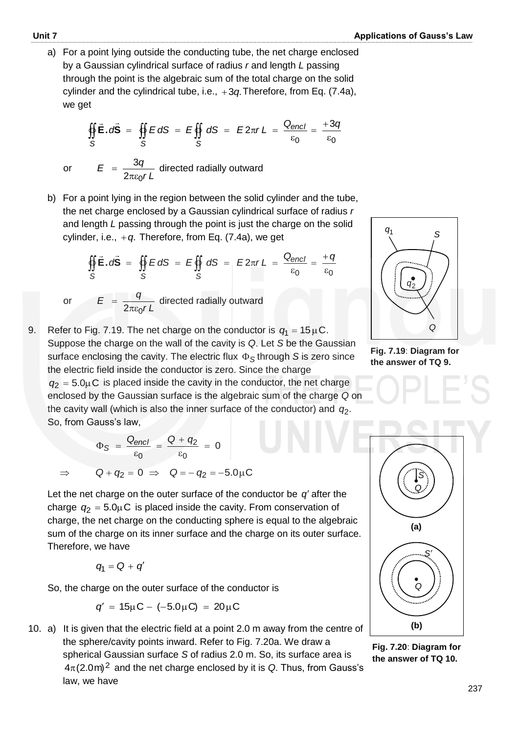a) For a point lying outside the conducting tube, the net charge enclosed by a Gaussian cylindrical surface of radius $r$ and length $L$ passing through the point is the algebraic sum of the total charge on the solid cylinder and the cylindrical tube, i.e., $+3q$. Therefore, from Eq. (7.4a), we get

$$\oint\!\!\oint_S \vec{\mathbf{E}}.d\vec{\mathbf{S}} = \oint\!\!\oint_S E\,dS = E\oint\!\!\oint_S dS = E\,2\pi r\,L = \frac{Q_{encl}}{\varepsilon_0} = \frac{+3q}{\varepsilon_0}$$

or $\quad E = \dfrac{3q}{2\pi\varepsilon_0 r\,L}$ directed radially outward

b) For a point lying in the region between the solid cylinder and the tube, the net charge enclosed by a Gaussian cylindrical surface of radius $r$ and length $L$ passing through the point is just the charge on the solid cylinder, i.e., $+q$. Therefore, from Eq. (7.4a), we get

$$\oint\!\!\oint_S \vec{\mathbf{E}}.d\vec{\mathbf{S}} = \oint\!\!\oint_S E\,dS = E\oint\!\!\oint_S dS = E\,2\pi r\,L = \frac{Q_{encl}}{\varepsilon_0} = \frac{+q}{\varepsilon_0}$$

or $\quad E = \dfrac{q}{2\pi\varepsilon_0 r\,L}$ directed radially outward

9. Refer to Fig. 7.19. The net charge on the conductor is $q_1 = 15\,\mu\text{C}$. Suppose the charge on the wall of the cavity is $Q$. Let $S$ be the Gaussian surface enclosing the cavity. The electric flux $\Phi_S$ through $S$ is zero since the electric field inside the conductor is zero. Since the charge $q_2 = 5.0\,\mu\text{C}$ is placed inside the cavity in the conductor, the net charge enclosed by the Gaussian surface is the algebraic sum of the charge $Q$ on the cavity wall (which is also the inner surface of the conductor) and $q_2$. So, from Gauss's law,

**Fig. 7.19**: **Diagram for the answer of TQ 9.**

$$\Phi_S = \frac{Q_{encl}}{\varepsilon_0} = \frac{Q + q_2}{\varepsilon_0} = 0$$

$$\Rightarrow \quad Q + q_2 = 0 \;\Rightarrow\; Q = -q_2 = -5.0\,\mu\text{C}$$

Let the net charge on the outer surface of the conductor be $q'$ after the charge $q_2 = 5.0\,\mu\text{C}$ is placed inside the cavity. From conservation of charge, the net charge on the conducting sphere is equal to the algebraic sum of the charge on its inner surface and the charge on its outer surface. Therefore, we have

$$q_1 = Q + q'$$

So, the charge on the outer surface of the conductor is

$$q' = 15\,\mu\text{C} - (-5.0\,\mu\text{C}) = 20\,\mu\text{C}$$

10. a) It is given that the electric field at a point 2.0 m away from the centre of the sphere/cavity points inward. Refer to Fig. 7.20a. We draw a spherical Gaussian surface $S$ of radius 2.0 m. So, its surface area is $4\pi(2.0\text{m})^2$ and the net charge enclosed by it is $Q$. Thus, from Gauss's law, we have

**Fig. 7.20**: **Diagram for the answer of TQ 10.**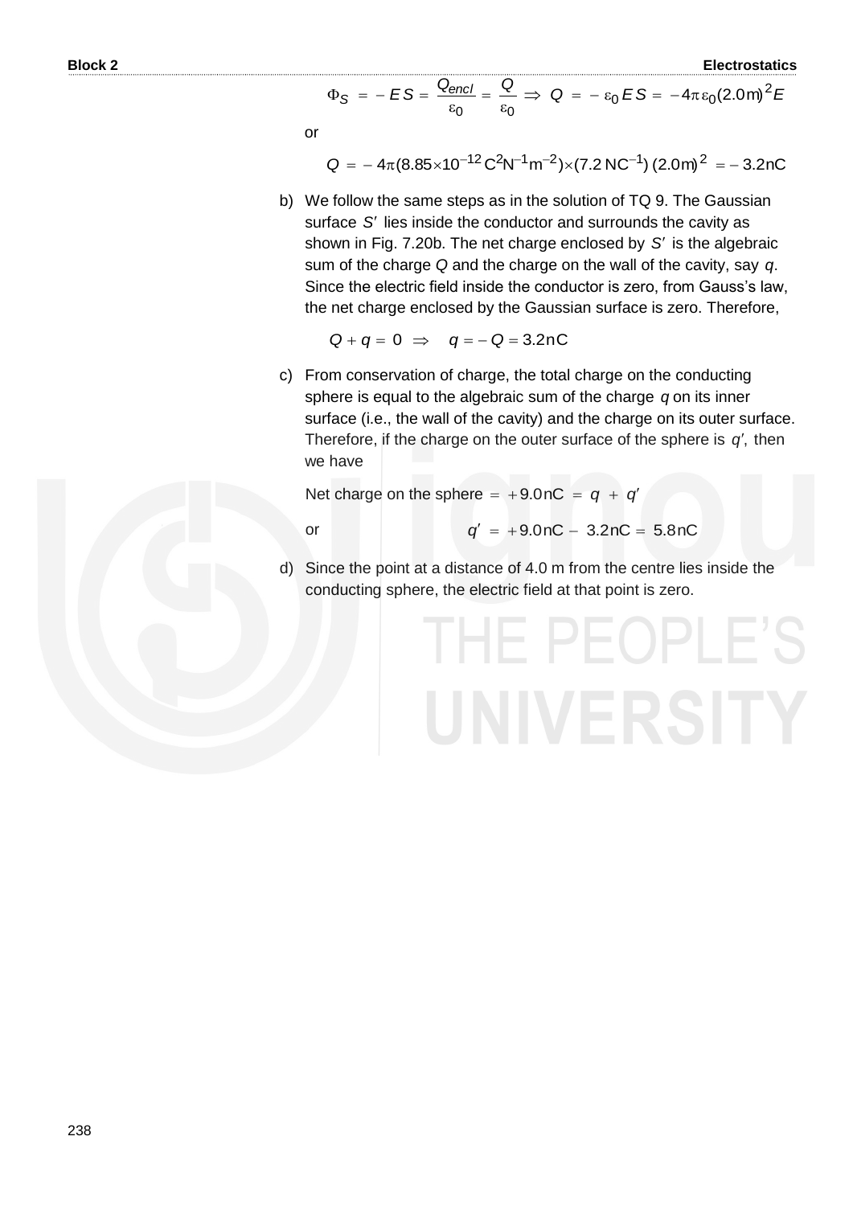$$\Phi_S = -ES = \frac{Q_{encl}}{\varepsilon_0} = \frac{Q}{\varepsilon_0} \Rightarrow Q = -\varepsilon_0 ES = -4\pi\varepsilon_0 (2.0\text{m})^2 E$$

or

$$Q = -4\pi(8.85\times10^{-12}\,\text{C}^2\text{N}^{-1}\text{m}^{-2})\times(7.2\,\text{NC}^{-1})\,(2.0\text{m})^2 = -3.2\text{nC}$$

b) We follow the same steps as in the solution of TQ 9. The Gaussian surface $S'$ lies inside the conductor and surrounds the cavity as shown in Fig. 7.20b. The net charge enclosed by $S'$ is the algebraic sum of the charge $Q$ and the charge on the wall of the cavity, say $q$. Since the electric field inside the conductor is zero, from Gauss's law, the net charge enclosed by the Gaussian surface is zero. Therefore,

$$Q + q = 0 \;\Rightarrow\; q = -Q = 3.2\text{nC}$$

c) From conservation of charge, the total charge on the conducting sphere is equal to the algebraic sum of the charge $q$ on its inner surface (i.e., the wall of the cavity) and the charge on its outer surface. Therefore, if the charge on the outer surface of the sphere is $q'$, then we have

Net charge on the sphere $= +9.0\text{nC} = q + q'$

or $\quad q' = +9.0\text{nC} - 3.2\text{nC} = 5.8\text{nC}$

d) Since the point at a distance of 4.0 m from the centre lies inside the conducting sphere, the electric field at that point is zero.